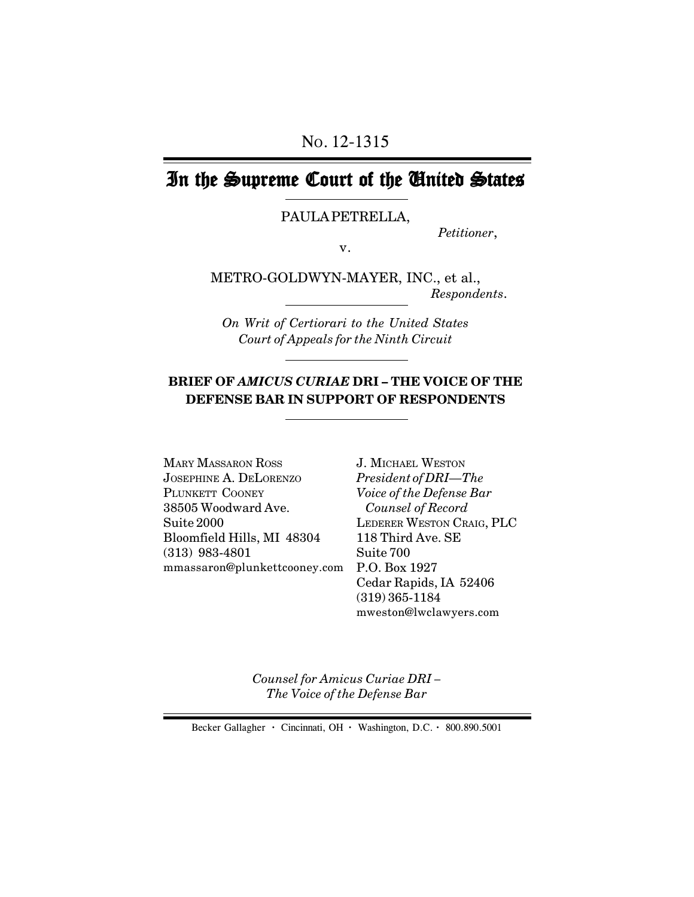No. 12-1315

# In the Supreme Court of the United States

PAULA PETRELLA,

*Petitioner*,

v.

METRO-GOLDWYN-MAYER, INC., et al.,

*Respondents*.

*On Writ of Certiorari to the United States Court of Appeals for the Ninth Circuit*

**BRIEF OF *AMICUS CURIAE* DRI – THE VOICE OF THE DEFENSE BAR IN SUPPORT OF RESPONDENTS**

MARY MASSARON ROSS
JOSEPHINE A. DELORENZO
PLUNKETT COONEY
38505 Woodward Ave.
Suite 2000
Bloomfield Hills, MI 48304
(313) 983-4801
mmassaron@plunkettcooney.com

J. MICHAEL WESTON
*President of DRI—The Voice of the Defense Bar*
*Counsel of Record*
LEDERER WESTON CRAIG, PLC
118 Third Ave. SE
Suite 700
P.O. Box 1927
Cedar Rapids, IA 52406
(319) 365-1184
mweston@lwclawyers.com

*Counsel for Amicus Curiae DRI – The Voice of the Defense Bar*

Becker Gallagher · Cincinnati, OH · Washington, D.C. · 800.890.5001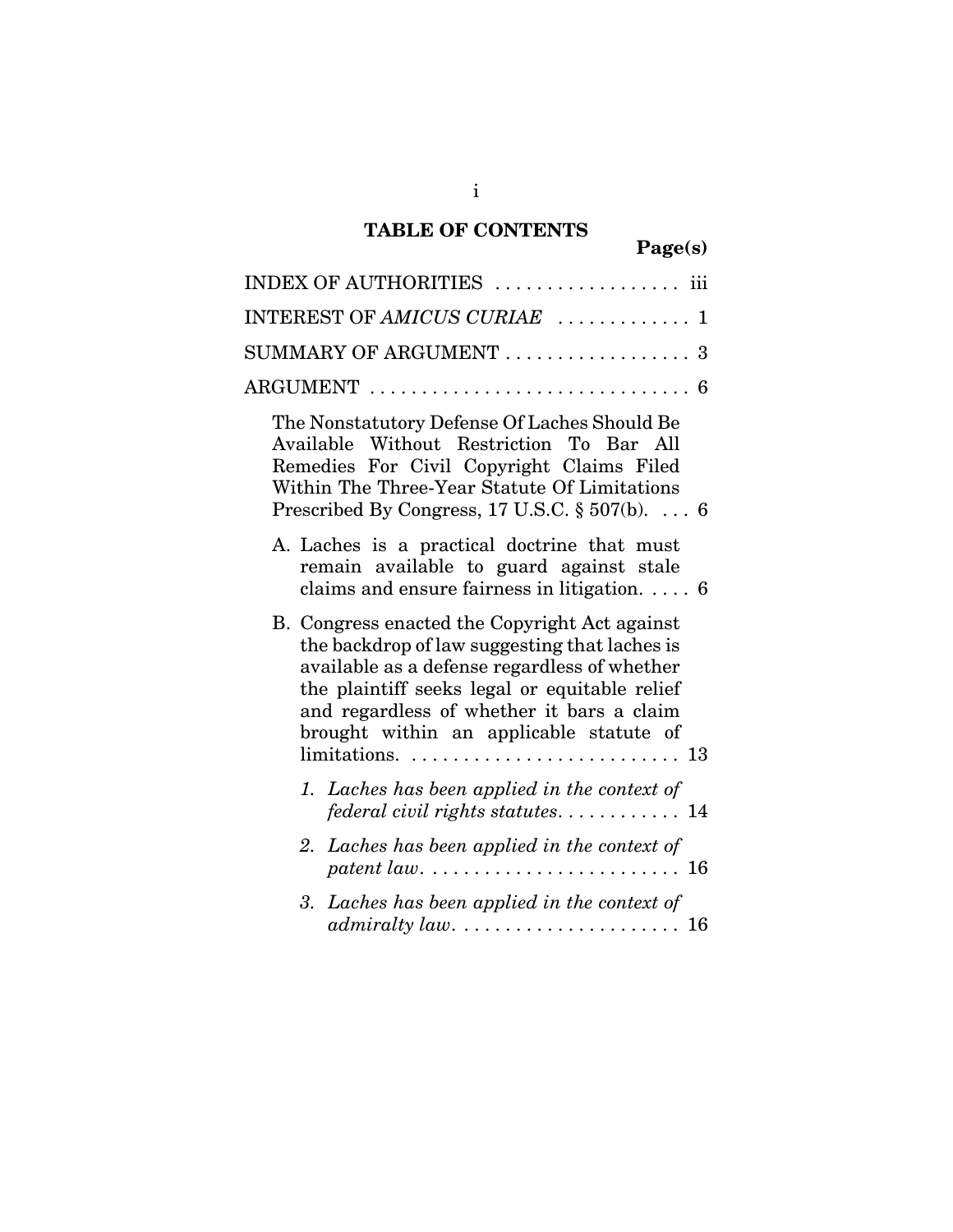## TABLE OF CONTENTS

**Page(s)**

INDEX OF AUTHORITIES .................. iii

INTEREST OF *AMICUS CURIAE* ............. 1

SUMMARY OF ARGUMENT .................. 3

ARGUMENT ............................... 6

The Nonstatutory Defense Of Laches Should Be Available Without Restriction To Bar All Remedies For Civil Copyright Claims Filed Within The Three-Year Statute Of Limitations Prescribed By Congress, 17 U.S.C. § 507(b). ... 6

A. Laches is a practical doctrine that must remain available to guard against stale claims and ensure fairness in litigation. .... 6

B. Congress enacted the Copyright Act against the backdrop of law suggesting that laches is available as a defense regardless of whether the plaintiff seeks legal or equitable relief and regardless of whether it bars a claim brought within an applicable statute of limitations. .......................... 13

*1. Laches has been applied in the context of federal civil rights statutes*............ 14

*2. Laches has been applied in the context of patent law*......................... 16

*3. Laches has been applied in the context of admiralty law*...................... 16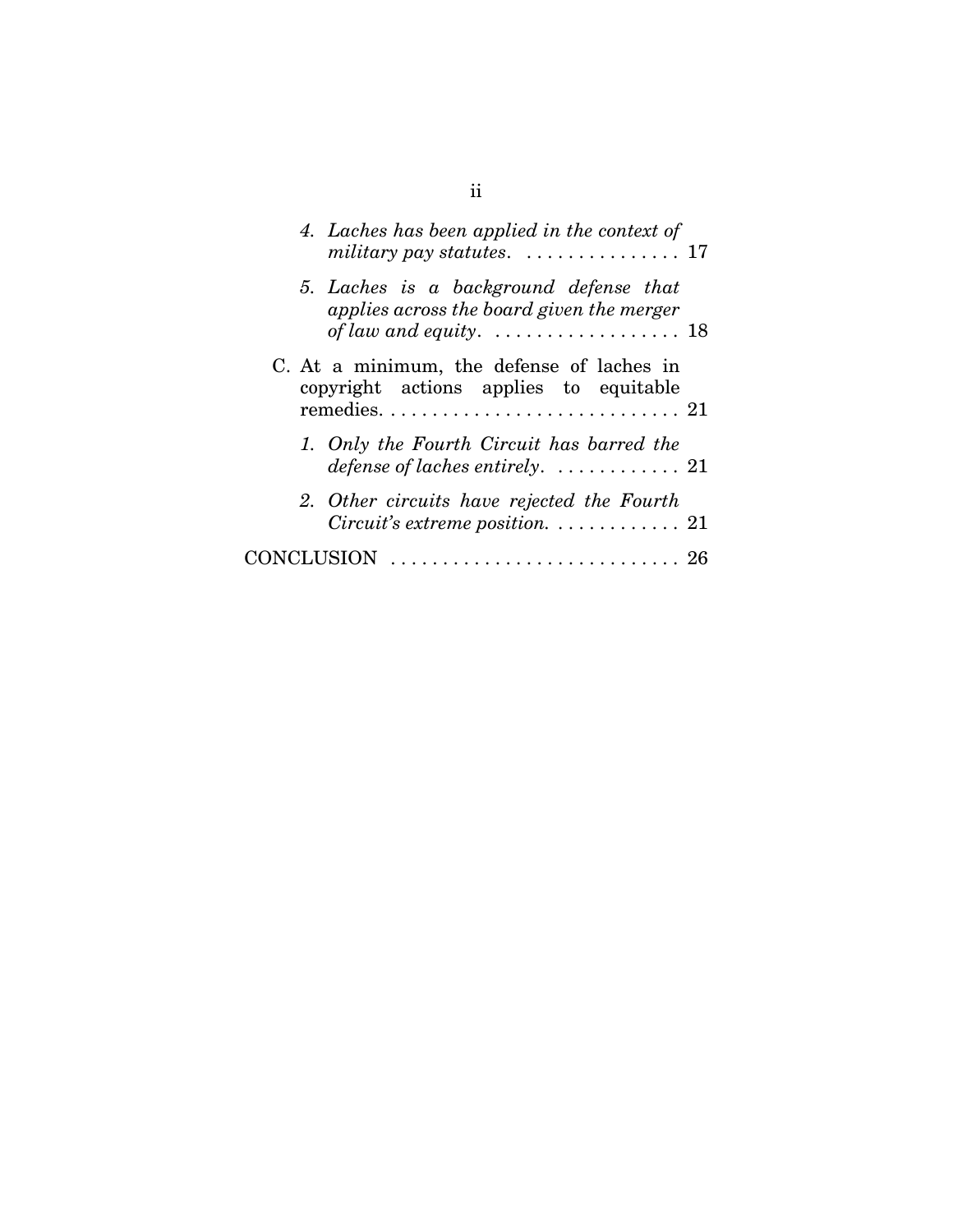*4. Laches has been applied in the context of military pay statutes.* . . . . . . . . . . . . . . . 17

*5. Laches is a background defense that applies across the board given the merger of law and equity.* . . . . . . . . . . . . . . . . . . 18

C. At a minimum, the defense of laches in copyright actions applies to equitable remedies. . . . . . . . . . . . . . . . . . . . . . . . . . . . . 21

*1. Only the Fourth Circuit has barred the defense of laches entirely.* . . . . . . . . . . . . 21

*2. Other circuits have rejected the Fourth Circuit's extreme position.* . . . . . . . . . . . . 21

CONCLUSION . . . . . . . . . . . . . . . . . . . . . . . . . . . . 26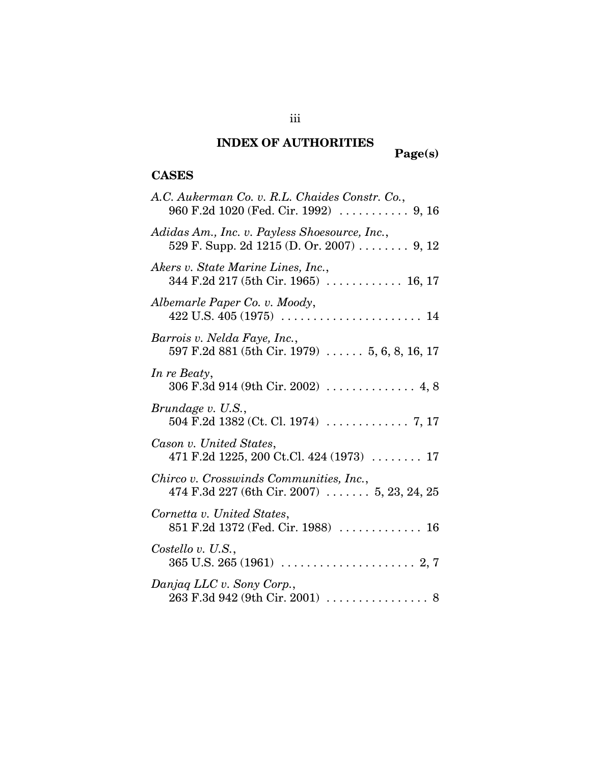# INDEX OF AUTHORITIES

**Page(s)**

## CASES

*A.C. Aukerman Co. v. R.L. Chaides Constr. Co.*, 960 F.2d 1020 (Fed. Cir. 1992) . . . . . . . . . . . 9, 16

*Adidas Am., Inc. v. Payless Shoesource, Inc.*, 529 F. Supp. 2d 1215 (D. Or. 2007) . . . . . . . . 9, 12

*Akers v. State Marine Lines, Inc.*, 344 F.2d 217 (5th Cir. 1965) . . . . . . . . . . . . 16, 17

*Albemarle Paper Co. v. Moody*, 422 U.S. 405 (1975) . . . . . . . . . . . . . . . . . . . . . . 14

*Barrois v. Nelda Faye, Inc.*, 597 F.2d 881 (5th Cir. 1979) . . . . . . 5, 6, 8, 16, 17

*In re Beaty*, 306 F.3d 914 (9th Cir. 2002) . . . . . . . . . . . . . . 4, 8

*Brundage v. U.S.*, 504 F.2d 1382 (Ct. Cl. 1974) . . . . . . . . . . . . . 7, 17

*Cason v. United States*, 471 F.2d 1225, 200 Ct.Cl. 424 (1973) . . . . . . . . 17

*Chirco v. Crosswinds Communities, Inc.*, 474 F.3d 227 (6th Cir. 2007) . . . . . . . 5, 23, 24, 25

*Cornetta v. United States*, 851 F.2d 1372 (Fed. Cir. 1988) . . . . . . . . . . . . . 16

*Costello v. U.S.*, 365 U.S. 265 (1961) . . . . . . . . . . . . . . . . . . . . . 2, 7

*Danjaq LLC v. Sony Corp.*, 263 F.3d 942 (9th Cir. 2001) . . . . . . . . . . . . . . . . 8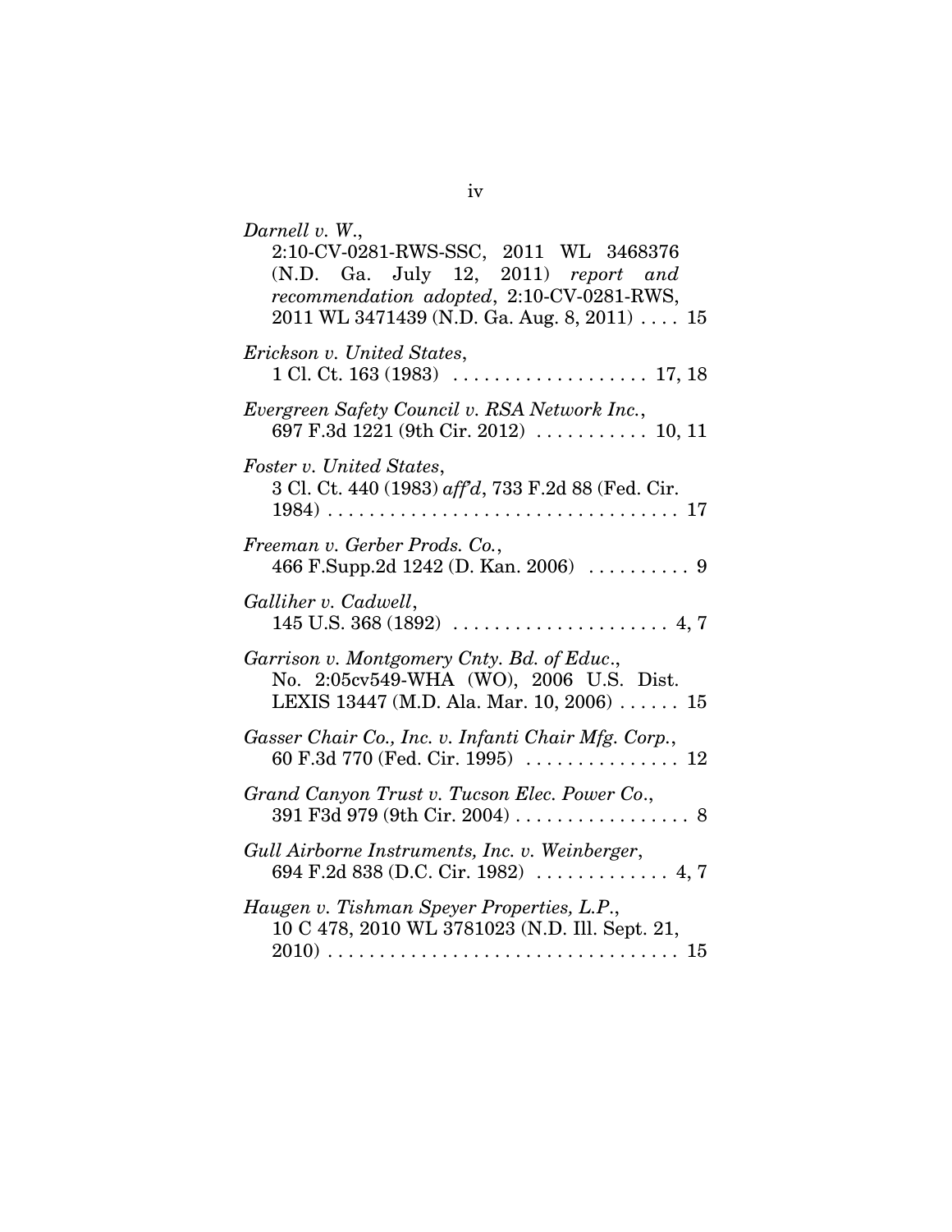*Darnell v. W.*,
2:10-CV-0281-RWS-SSC, 2011 WL 3468376 (N.D. Ga. July 12, 2011) *report and recommendation adopted*, 2:10-CV-0281-RWS, 2011 WL 3471439 (N.D. Ga. Aug. 8, 2011) . . . . 15

*Erickson v. United States*,
1 Cl. Ct. 163 (1983) . . . . . . . . . . . . . . . . . . . 17, 18

*Evergreen Safety Council v. RSA Network Inc.*,
697 F.3d 1221 (9th Cir. 2012) . . . . . . . . . . . 10, 11

*Foster v. United States*,
3 Cl. Ct. 440 (1983) *aff'd*, 733 F.2d 88 (Fed. Cir. 1984) . . . . . . . . . . . . . . . . . . . . . . . . . . . . . . . . . 17

*Freeman v. Gerber Prods. Co.*,
466 F.Supp.2d 1242 (D. Kan. 2006) . . . . . . . . . . 9

*Galliher v. Cadwell*,
145 U.S. 368 (1892) . . . . . . . . . . . . . . . . . . . . . 4, 7

*Garrison v. Montgomery Cnty. Bd. of Educ.*,
No. 2:05cv549-WHA (WO), 2006 U.S. Dist. LEXIS 13447 (M.D. Ala. Mar. 10, 2006) . . . . . . 15

*Gasser Chair Co., Inc. v. Infanti Chair Mfg. Corp.*,
60 F.3d 770 (Fed. Cir. 1995) . . . . . . . . . . . . . . . 12

*Grand Canyon Trust v. Tucson Elec. Power Co.*,
391 F3d 979 (9th Cir. 2004) . . . . . . . . . . . . . . . . . 8

*Gull Airborne Instruments, Inc. v. Weinberger*,
694 F.2d 838 (D.C. Cir. 1982) . . . . . . . . . . . . . 4, 7

*Haugen v. Tishman Speyer Properties, L.P.*,
10 C 478, 2010 WL 3781023 (N.D. Ill. Sept. 21, 2010) . . . . . . . . . . . . . . . . . . . . . . . . . . . . . . . . . 15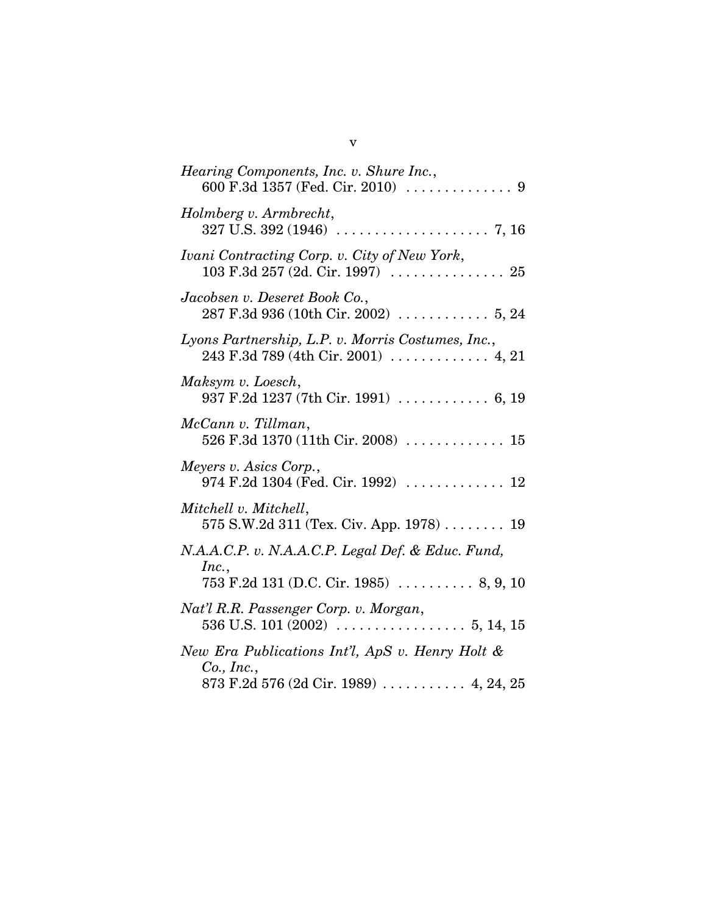*Hearing Components, Inc. v. Shure Inc.*,
600 F.3d 1357 (Fed. Cir. 2010) . . . . . . . . . . . . . . 9

*Holmberg v. Armbrecht*,
327 U.S. 392 (1946) . . . . . . . . . . . . . . . . . . . . 7, 16

*Ivani Contracting Corp. v. City of New York*,
103 F.3d 257 (2d. Cir. 1997) . . . . . . . . . . . . . . . 25

*Jacobsen v. Deseret Book Co.*,
287 F.3d 936 (10th Cir. 2002) . . . . . . . . . . . . 5, 24

*Lyons Partnership, L.P. v. Morris Costumes, Inc.*,
243 F.3d 789 (4th Cir. 2001) . . . . . . . . . . . . . 4, 21

*Maksym v. Loesch*,
937 F.2d 1237 (7th Cir. 1991) . . . . . . . . . . . . 6, 19

*McCann v. Tillman*,
526 F.3d 1370 (11th Cir. 2008) . . . . . . . . . . . . . 15

*Meyers v. Asics Corp.*,
974 F.2d 1304 (Fed. Cir. 1992) . . . . . . . . . . . . . 12

*Mitchell v. Mitchell*,
575 S.W.2d 311 (Tex. Civ. App. 1978) . . . . . . . . 19

*N.A.A.C.P. v. N.A.A.C.P. Legal Def. & Educ. Fund, Inc.*,
753 F.2d 131 (D.C. Cir. 1985) . . . . . . . . . . 8, 9, 10

*Nat'l R.R. Passenger Corp. v. Morgan*,
536 U.S. 101 (2002) . . . . . . . . . . . . . . . . . 5, 14, 15

*New Era Publications Int'l, ApS v. Henry Holt & Co., Inc.*,
873 F.2d 576 (2d Cir. 1989) . . . . . . . . . . . 4, 24, 25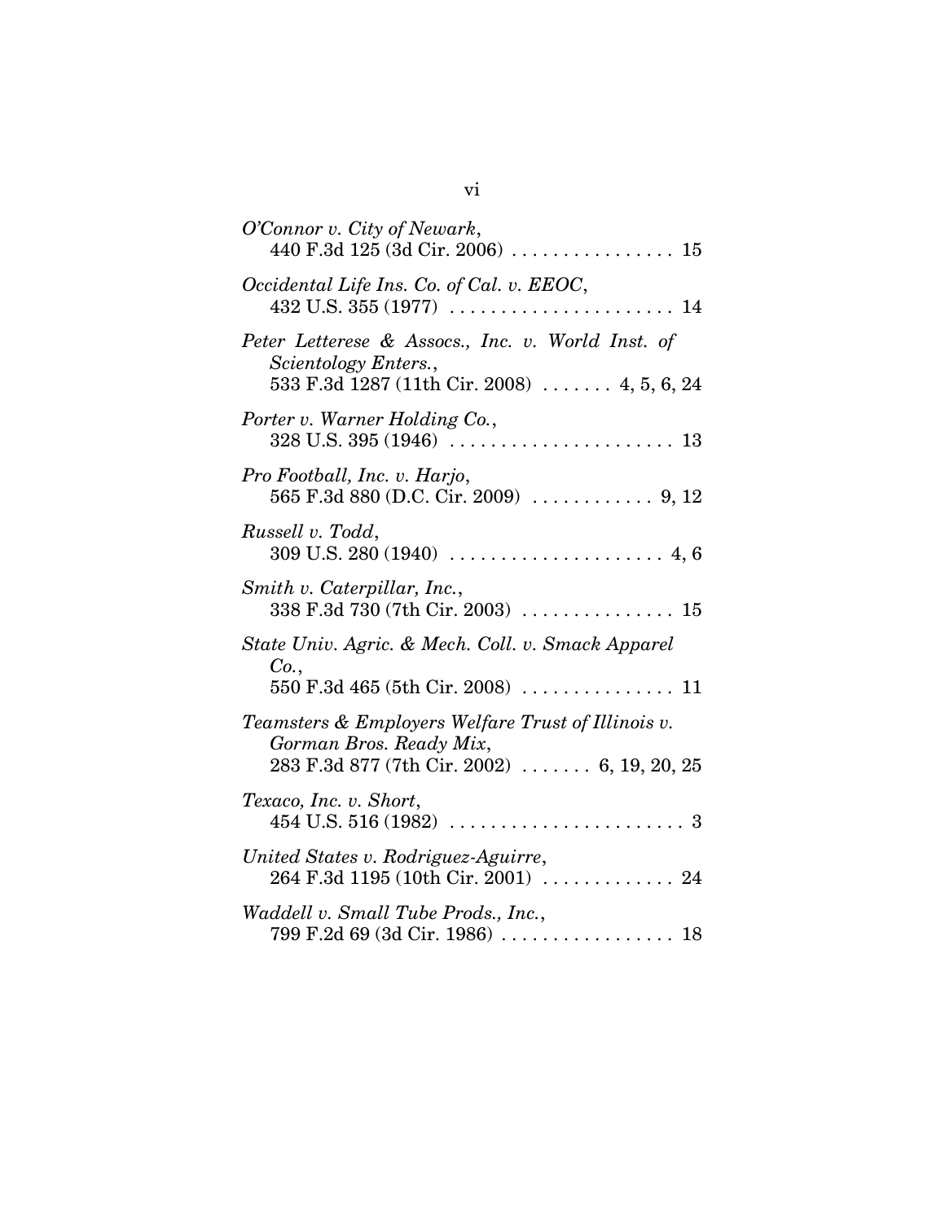*O'Connor v. City of Newark*,
440 F.3d 125 (3d Cir. 2006) . . . . . . . . . . . . . . . . 15

*Occidental Life Ins. Co. of Cal. v. EEOC*,
432 U.S. 355 (1977) . . . . . . . . . . . . . . . . . . . . . . 14

*Peter Letterese & Assocs., Inc. v. World Inst. of Scientology Enters.*,
533 F.3d 1287 (11th Cir. 2008) . . . . . . . 4, 5, 6, 24

*Porter v. Warner Holding Co.*,
328 U.S. 395 (1946) . . . . . . . . . . . . . . . . . . . . . . 13

*Pro Football, Inc. v. Harjo*,
565 F.3d 880 (D.C. Cir. 2009) . . . . . . . . . . . . 9, 12

*Russell v. Todd*,
309 U.S. 280 (1940) . . . . . . . . . . . . . . . . . . . . . 4, 6

*Smith v. Caterpillar, Inc.*,
338 F.3d 730 (7th Cir. 2003) . . . . . . . . . . . . . . . 15

*State Univ. Agric. & Mech. Coll. v. Smack Apparel Co.*,
550 F.3d 465 (5th Cir. 2008) . . . . . . . . . . . . . . . 11

*Teamsters & Employers Welfare Trust of Illinois v. Gorman Bros. Ready Mix*,
283 F.3d 877 (7th Cir. 2002) . . . . . . . 6, 19, 20, 25

*Texaco, Inc. v. Short*,
454 U.S. 516 (1982) . . . . . . . . . . . . . . . . . . . . . . . 3

*United States v. Rodriguez-Aguirre*,
264 F.3d 1195 (10th Cir. 2001) . . . . . . . . . . . . . 24

*Waddell v. Small Tube Prods., Inc.*,
799 F.2d 69 (3d Cir. 1986) . . . . . . . . . . . . . . . . . 18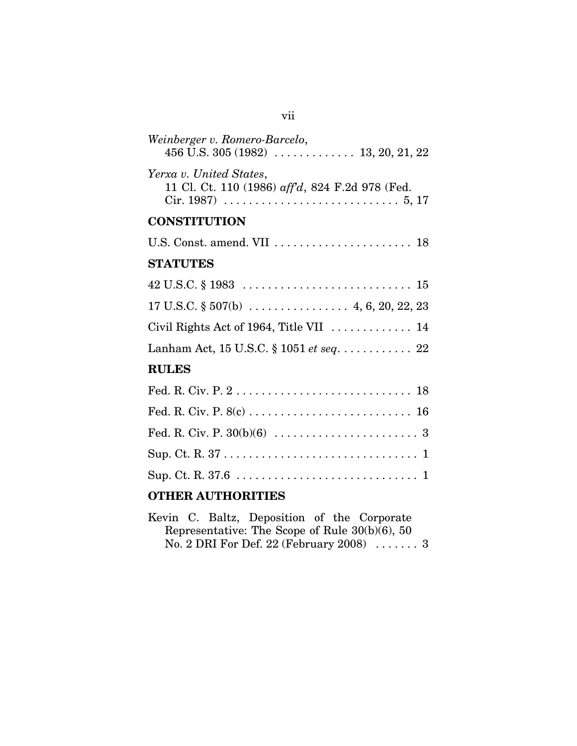*Weinberger v. Romero-Barcelo*,
456 U.S. 305 (1982) . . . . . . . . . . . . . 13, 20, 21, 22

*Yerxa v. United States*,
11 Cl. Ct. 110 (1986) *aff'd*, 824 F.2d 978 (Fed. Cir. 1987) . . . . . . . . . . . . . . . . . . . . . . . . . . . . 5, 17

## CONSTITUTION

U.S. Const. amend. VII . . . . . . . . . . . . . . . . . . . . . . 18

## STATUTES

42 U.S.C. § 1983 . . . . . . . . . . . . . . . . . . . . . . . . . . . 15

17 U.S.C. § 507(b) . . . . . . . . . . . . . . . . 4, 6, 20, 22, 23

Civil Rights Act of 1964, Title VII . . . . . . . . . . . . . 14

Lanham Act, 15 U.S.C. § 1051 *et seq*. . . . . . . . . . . . 22

## RULES

Fed. R. Civ. P. 2 . . . . . . . . . . . . . . . . . . . . . . . . . . . . 18

Fed. R. Civ. P. 8(c) . . . . . . . . . . . . . . . . . . . . . . . . . . 16

Fed. R. Civ. P. 30(b)(6) . . . . . . . . . . . . . . . . . . . . . . . 3

Sup. Ct. R. 37 . . . . . . . . . . . . . . . . . . . . . . . . . . . . . . 1

Sup. Ct. R. 37.6 . . . . . . . . . . . . . . . . . . . . . . . . . . . . 1

## OTHER AUTHORITIES

Kevin C. Baltz, Deposition of the Corporate Representative: The Scope of Rule 30(b)(6), 50 No. 2 DRI For Def. 22 (February 2008) . . . . . . . 3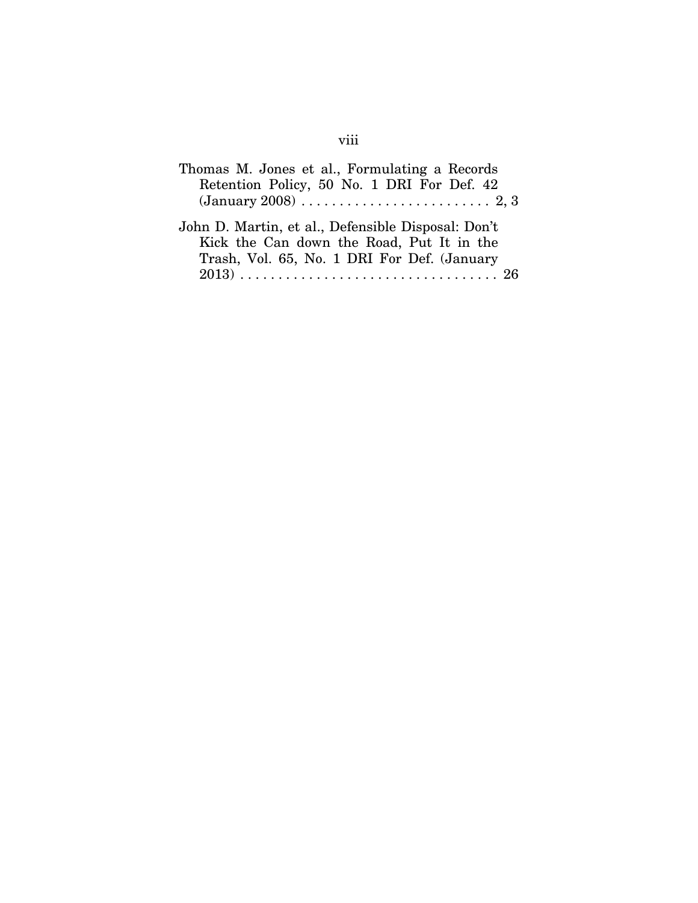Thomas M. Jones et al., Formulating a Records Retention Policy, 50 No. 1 DRI For Def. 42 (January 2008) . . . . . . . . . . . . . . . . . . . . . . . . . 2, 3

John D. Martin, et al., Defensible Disposal: Don't Kick the Can down the Road, Put It in the Trash, Vol. 65, No. 1 DRI For Def. (January 2013) . . . . . . . . . . . . . . . . . . . . . . . . . . . . . . . . . 26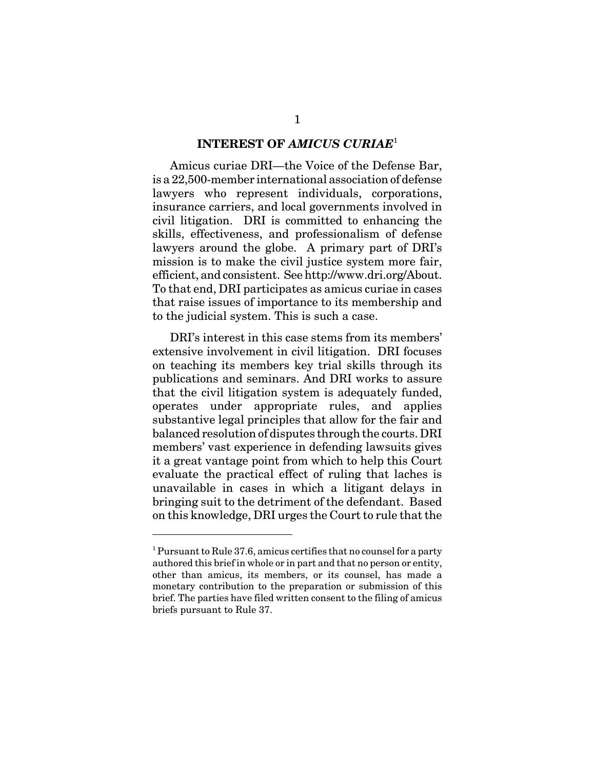## INTEREST OF *AMICUS CURIAE*[1]

Amicus curiae DRI—the Voice of the Defense Bar, is a 22,500-member international association of defense lawyers who represent individuals, corporations, insurance carriers, and local governments involved in civil litigation. DRI is committed to enhancing the skills, effectiveness, and professionalism of defense lawyers around the globe. A primary part of DRI's mission is to make the civil justice system more fair, efficient, and consistent. See http://www.dri.org/About. To that end, DRI participates as amicus curiae in cases that raise issues of importance to its membership and to the judicial system. This is such a case.

DRI's interest in this case stems from its members' extensive involvement in civil litigation. DRI focuses on teaching its members key trial skills through its publications and seminars. And DRI works to assure that the civil litigation system is adequately funded, operates under appropriate rules, and applies substantive legal principles that allow for the fair and balanced resolution of disputes through the courts. DRI members' vast experience in defending lawsuits gives it a great vantage point from which to help this Court evaluate the practical effect of ruling that laches is unavailable in cases in which a litigant delays in bringing suit to the detriment of the defendant. Based on this knowledge, DRI urges the Court to rule that the

---

[1] Pursuant to Rule 37.6, amicus certifies that no counsel for a party authored this brief in whole or in part and that no person or entity, other than amicus, its members, or its counsel, has made a monetary contribution to the preparation or submission of this brief. The parties have filed written consent to the filing of amicus briefs pursuant to Rule 37.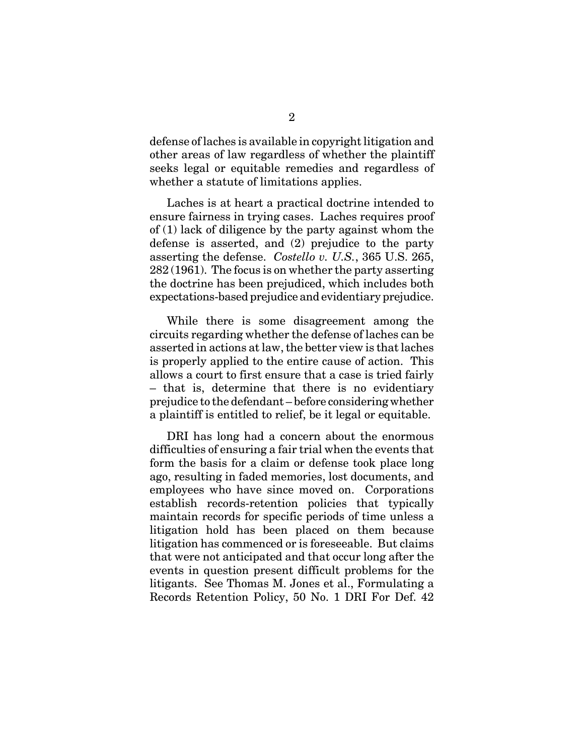defense of laches is available in copyright litigation and other areas of law regardless of whether the plaintiff seeks legal or equitable remedies and regardless of whether a statute of limitations applies.

Laches is at heart a practical doctrine intended to ensure fairness in trying cases. Laches requires proof of (1) lack of diligence by the party against whom the defense is asserted, and (2) prejudice to the party asserting the defense. *Costello v. U.S.*, 365 U.S. 265, 282 (1961). The focus is on whether the party asserting the doctrine has been prejudiced, which includes both expectations-based prejudice and evidentiary prejudice.

While there is some disagreement among the circuits regarding whether the defense of laches can be asserted in actions at law, the better view is that laches is properly applied to the entire cause of action. This allows a court to first ensure that a case is tried fairly – that is, determine that there is no evidentiary prejudice to the defendant – before considering whether a plaintiff is entitled to relief, be it legal or equitable.

DRI has long had a concern about the enormous difficulties of ensuring a fair trial when the events that form the basis for a claim or defense took place long ago, resulting in faded memories, lost documents, and employees who have since moved on. Corporations establish records-retention policies that typically maintain records for specific periods of time unless a litigation hold has been placed on them because litigation has commenced or is foreseeable. But claims that were not anticipated and that occur long after the events in question present difficult problems for the litigants. See Thomas M. Jones et al., Formulating a Records Retention Policy, 50 No. 1 DRI For Def. 42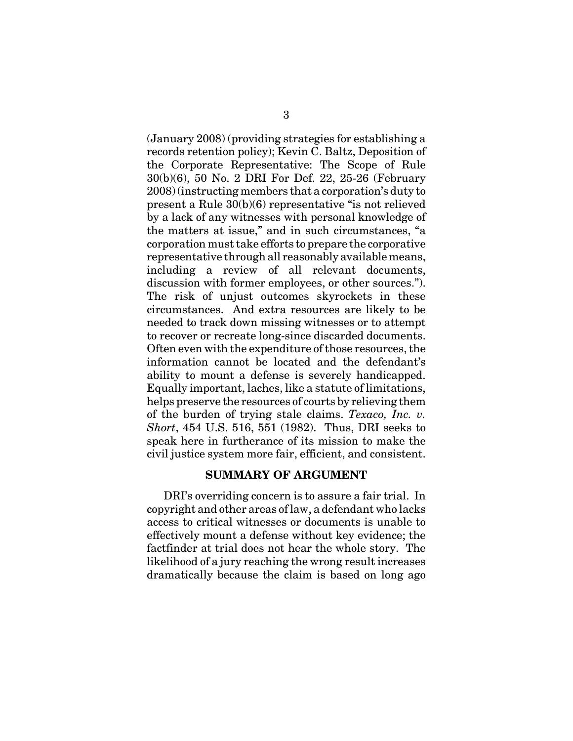(January 2008) (providing strategies for establishing a records retention policy); Kevin C. Baltz, Deposition of the Corporate Representative: The Scope of Rule 30(b)(6), 50 No. 2 DRI For Def. 22, 25-26 (February 2008) (instructing members that a corporation's duty to present a Rule 30(b)(6) representative "is not relieved by a lack of any witnesses with personal knowledge of the matters at issue," and in such circumstances, "a corporation must take efforts to prepare the corporative representative through all reasonably available means, including a review of all relevant documents, discussion with former employees, or other sources."). The risk of unjust outcomes skyrockets in these circumstances. And extra resources are likely to be needed to track down missing witnesses or to attempt to recover or recreate long-since discarded documents. Often even with the expenditure of those resources, the information cannot be located and the defendant's ability to mount a defense is severely handicapped. Equally important, laches, like a statute of limitations, helps preserve the resources of courts by relieving them of the burden of trying stale claims. *Texaco, Inc. v. Short*, 454 U.S. 516, 551 (1982). Thus, DRI seeks to speak here in furtherance of its mission to make the civil justice system more fair, efficient, and consistent.

## SUMMARY OF ARGUMENT

DRI's overriding concern is to assure a fair trial. In copyright and other areas of law, a defendant who lacks access to critical witnesses or documents is unable to effectively mount a defense without key evidence; the factfinder at trial does not hear the whole story. The likelihood of a jury reaching the wrong result increases dramatically because the claim is based on long ago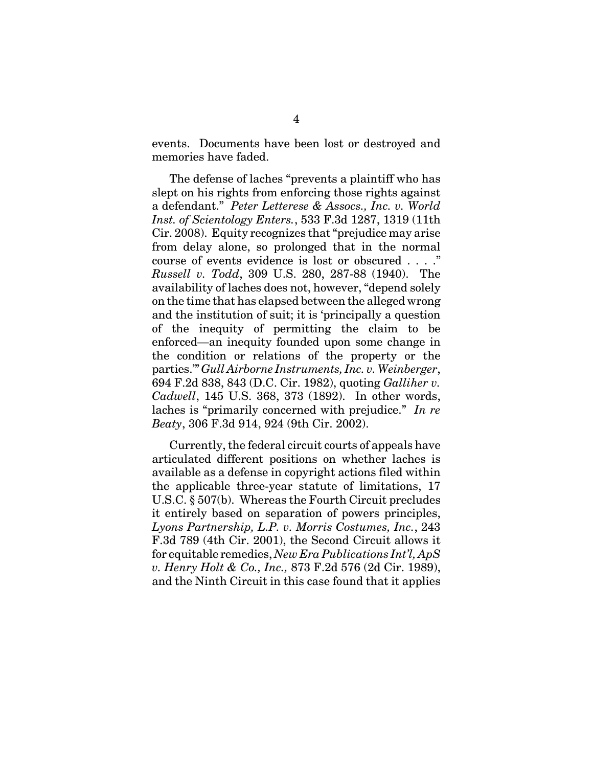events. Documents have been lost or destroyed and memories have faded.

The defense of laches "prevents a plaintiff who has slept on his rights from enforcing those rights against a defendant." *Peter Letterese & Assocs., Inc. v. World Inst. of Scientology Enters.*, 533 F.3d 1287, 1319 (11th Cir. 2008). Equity recognizes that "prejudice may arise from delay alone, so prolonged that in the normal course of events evidence is lost or obscured . . . ." *Russell v. Todd*, 309 U.S. 280, 287-88 (1940). The availability of laches does not, however, "depend solely on the time that has elapsed between the alleged wrong and the institution of suit; it is 'principally a question of the inequity of permitting the claim to be enforced—an inequity founded upon some change in the condition or relations of the property or the parties.'" *Gull Airborne Instruments, Inc. v. Weinberger*, 694 F.2d 838, 843 (D.C. Cir. 1982), quoting *Galliher v. Cadwell*, 145 U.S. 368, 373 (1892). In other words, laches is "primarily concerned with prejudice." *In re Beaty*, 306 F.3d 914, 924 (9th Cir. 2002).

Currently, the federal circuit courts of appeals have articulated different positions on whether laches is available as a defense in copyright actions filed within the applicable three-year statute of limitations, 17 U.S.C. § 507(b). Whereas the Fourth Circuit precludes it entirely based on separation of powers principles, *Lyons Partnership, L.P. v. Morris Costumes, Inc.*, 243 F.3d 789 (4th Cir. 2001), the Second Circuit allows it for equitable remedies, *New Era Publications Int'l, ApS v. Henry Holt & Co., Inc.,* 873 F.2d 576 (2d Cir. 1989), and the Ninth Circuit in this case found that it applies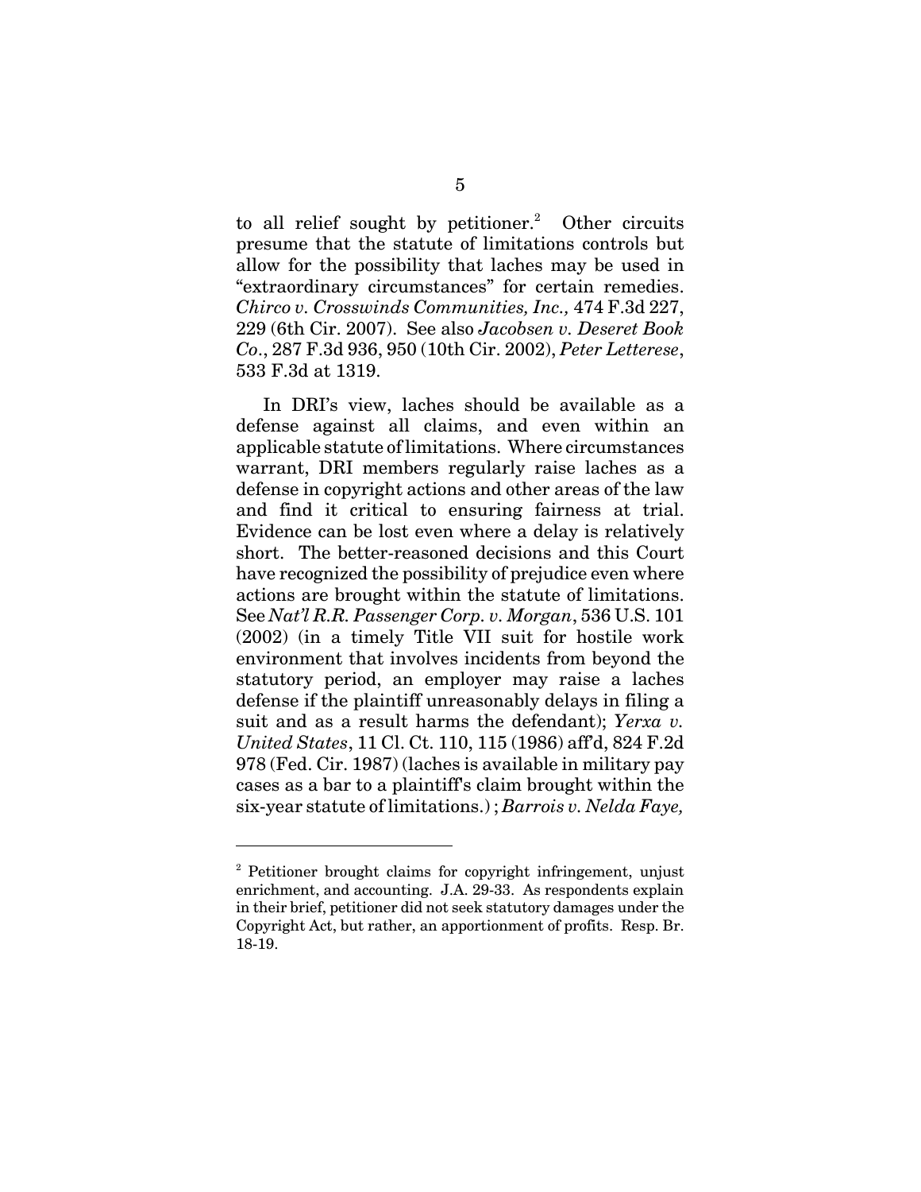to all relief sought by petitioner.[2] Other circuits presume that the statute of limitations controls but allow for the possibility that laches may be used in "extraordinary circumstances" for certain remedies. *Chirco v. Crosswinds Communities, Inc.,* 474 F.3d 227, 229 (6th Cir. 2007). See also *Jacobsen v. Deseret Book Co*., 287 F.3d 936, 950 (10th Cir. 2002), *Peter Letterese*, 533 F.3d at 1319.

In DRI's view, laches should be available as a defense against all claims, and even within an applicable statute of limitations. Where circumstances warrant, DRI members regularly raise laches as a defense in copyright actions and other areas of the law and find it critical to ensuring fairness at trial. Evidence can be lost even where a delay is relatively short. The better-reasoned decisions and this Court have recognized the possibility of prejudice even where actions are brought within the statute of limitations. See *Nat'l R.R. Passenger Corp. v. Morgan*, 536 U.S. 101 (2002) (in a timely Title VII suit for hostile work environment that involves incidents from beyond the statutory period, an employer may raise a laches defense if the plaintiff unreasonably delays in filing a suit and as a result harms the defendant); *Yerxa v. United States*, 11 Cl. Ct. 110, 115 (1986) aff'd, 824 F.2d 978 (Fed. Cir. 1987) (laches is available in military pay cases as a bar to a plaintiff's claim brought within the six-year statute of limitations.) ; *Barrois v. Nelda Faye,*

---

[2] Petitioner brought claims for copyright infringement, unjust enrichment, and accounting. J.A. 29-33. As respondents explain in their brief, petitioner did not seek statutory damages under the Copyright Act, but rather, an apportionment of profits. Resp. Br. 18-19.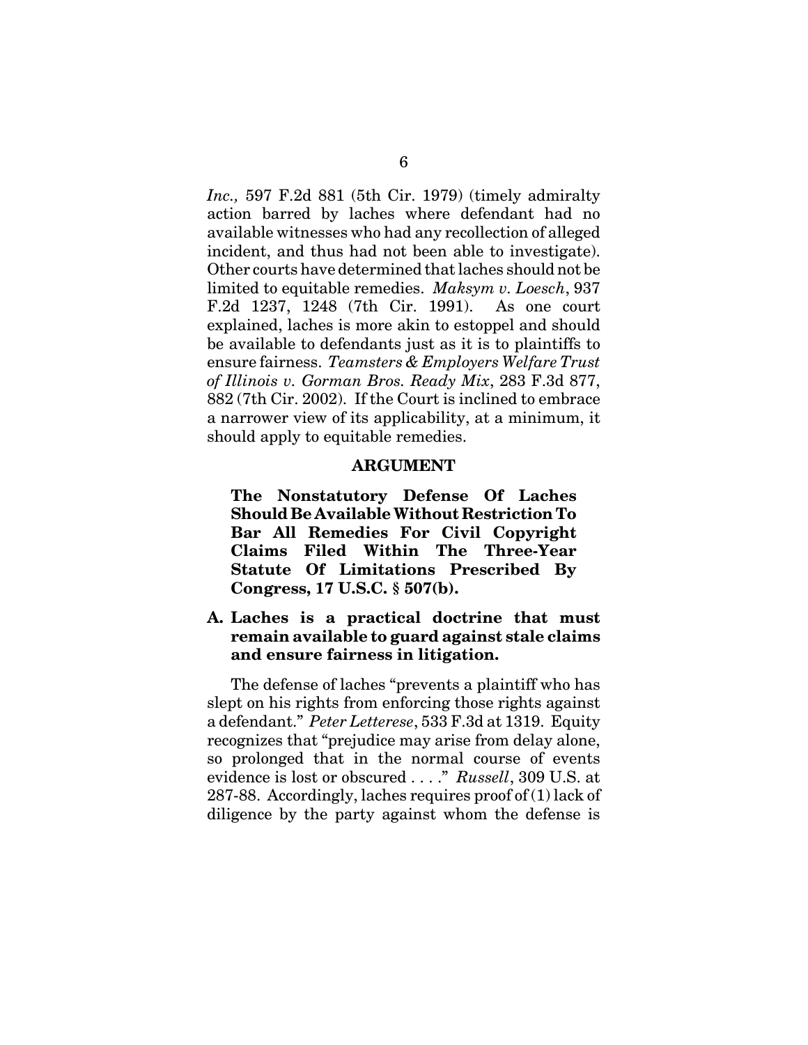*Inc.,* 597 F.2d 881 (5th Cir. 1979) (timely admiralty action barred by laches where defendant had no available witnesses who had any recollection of alleged incident, and thus had not been able to investigate). Other courts have determined that laches should not be limited to equitable remedies. *Maksym v. Loesch*, 937 F.2d 1237, 1248 (7th Cir. 1991). As one court explained, laches is more akin to estoppel and should be available to defendants just as it is to plaintiffs to ensure fairness. *Teamsters & Employers Welfare Trust of Illinois v. Gorman Bros. Ready Mix*, 283 F.3d 877, 882 (7th Cir. 2002). If the Court is inclined to embrace a narrower view of its applicability, at a minimum, it should apply to equitable remedies.

## ARGUMENT

**The Nonstatutory Defense Of Laches Should Be Available Without Restriction To Bar All Remedies For Civil Copyright Claims Filed Within The Three-Year Statute Of Limitations Prescribed By Congress, 17 U.S.C. § 507(b).**

### A. Laches is a practical doctrine that must remain available to guard against stale claims and ensure fairness in litigation.

The defense of laches "prevents a plaintiff who has slept on his rights from enforcing those rights against a defendant." *Peter Letterese*, 533 F.3d at 1319. Equity recognizes that "prejudice may arise from delay alone, so prolonged that in the normal course of events evidence is lost or obscured . . . ." *Russell*, 309 U.S. at 287-88. Accordingly, laches requires proof of (1) lack of diligence by the party against whom the defense is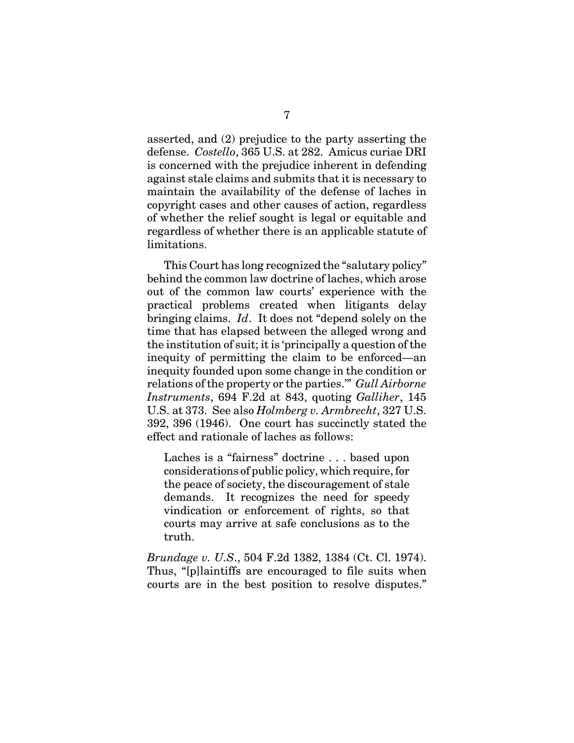asserted, and (2) prejudice to the party asserting the defense. *Costello*, 365 U.S. at 282. Amicus curiae DRI is concerned with the prejudice inherent in defending against stale claims and submits that it is necessary to maintain the availability of the defense of laches in copyright cases and other causes of action, regardless of whether the relief sought is legal or equitable and regardless of whether there is an applicable statute of limitations.

This Court has long recognized the "salutary policy" behind the common law doctrine of laches, which arose out of the common law courts' experience with the practical problems created when litigants delay bringing claims. *Id*. It does not "depend solely on the time that has elapsed between the alleged wrong and the institution of suit; it is 'principally a question of the inequity of permitting the claim to be enforced—an inequity founded upon some change in the condition or relations of the property or the parties.'" *Gull Airborne Instruments*, 694 F.2d at 843, quoting *Galliher*, 145 U.S. at 373. See also *Holmberg v. Armbrecht*, 327 U.S. 392, 396 (1946). One court has succinctly stated the effect and rationale of laches as follows:

> Laches is a "fairness" doctrine . . . based upon considerations of public policy, which require, for the peace of society, the discouragement of stale demands. It recognizes the need for speedy vindication or enforcement of rights, so that courts may arrive at safe conclusions as to the truth.

*Brundage v. U.S*., 504 F.2d 1382, 1384 (Ct. Cl. 1974). Thus, "[p]laintiffs are encouraged to file suits when courts are in the best position to resolve disputes."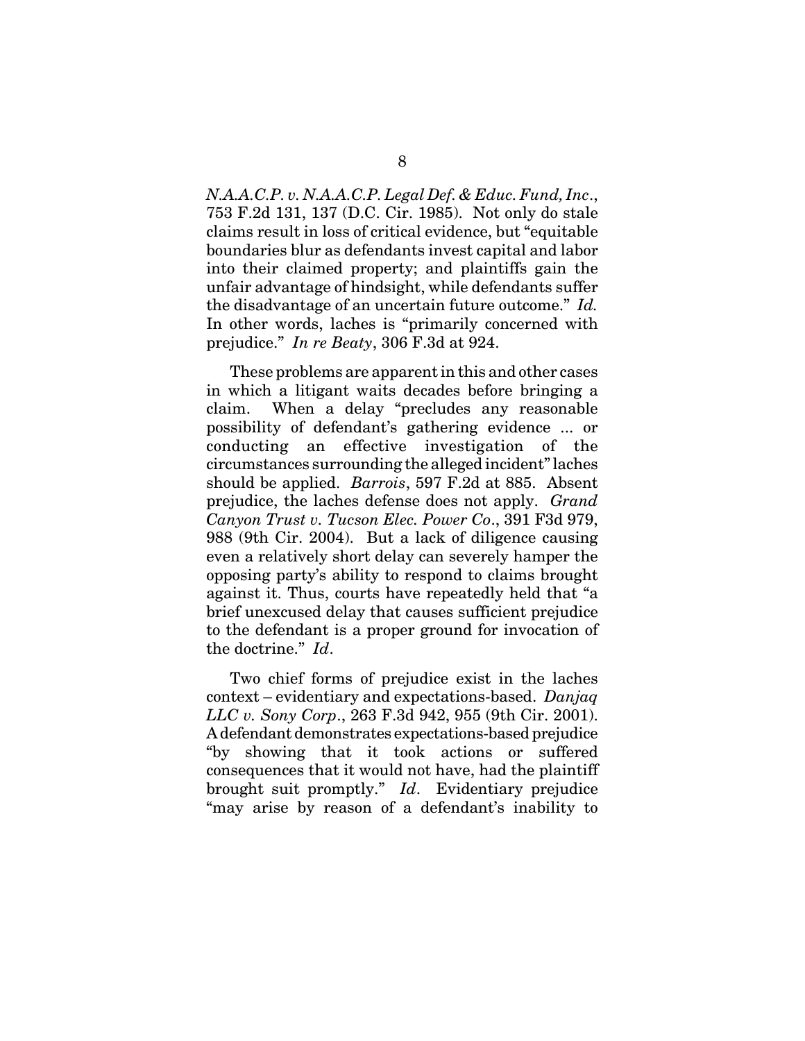*N.A.A.C.P. v. N.A.A.C.P. Legal Def. & Educ. Fund, Inc*., 753 F.2d 131, 137 (D.C. Cir. 1985). Not only do stale claims result in loss of critical evidence, but "equitable boundaries blur as defendants invest capital and labor into their claimed property; and plaintiffs gain the unfair advantage of hindsight, while defendants suffer the disadvantage of an uncertain future outcome." *Id.* In other words, laches is "primarily concerned with prejudice." *In re Beaty*, 306 F.3d at 924.

These problems are apparent in this and other cases in which a litigant waits decades before bringing a claim. When a delay "precludes any reasonable possibility of defendant's gathering evidence ... or conducting an effective investigation of the circumstances surrounding the alleged incident" laches should be applied. *Barrois*, 597 F.2d at 885. Absent prejudice, the laches defense does not apply. *Grand Canyon Trust v. Tucson Elec. Power Co*., 391 F3d 979, 988 (9th Cir. 2004). But a lack of diligence causing even a relatively short delay can severely hamper the opposing party's ability to respond to claims brought against it. Thus, courts have repeatedly held that "a brief unexcused delay that causes sufficient prejudice to the defendant is a proper ground for invocation of the doctrine." *Id*.

Two chief forms of prejudice exist in the laches context – evidentiary and expectations-based. *Danjaq LLC v. Sony Corp*., 263 F.3d 942, 955 (9th Cir. 2001). A defendant demonstrates expectations-based prejudice "by showing that it took actions or suffered consequences that it would not have, had the plaintiff brought suit promptly." *Id*. Evidentiary prejudice "may arise by reason of a defendant's inability to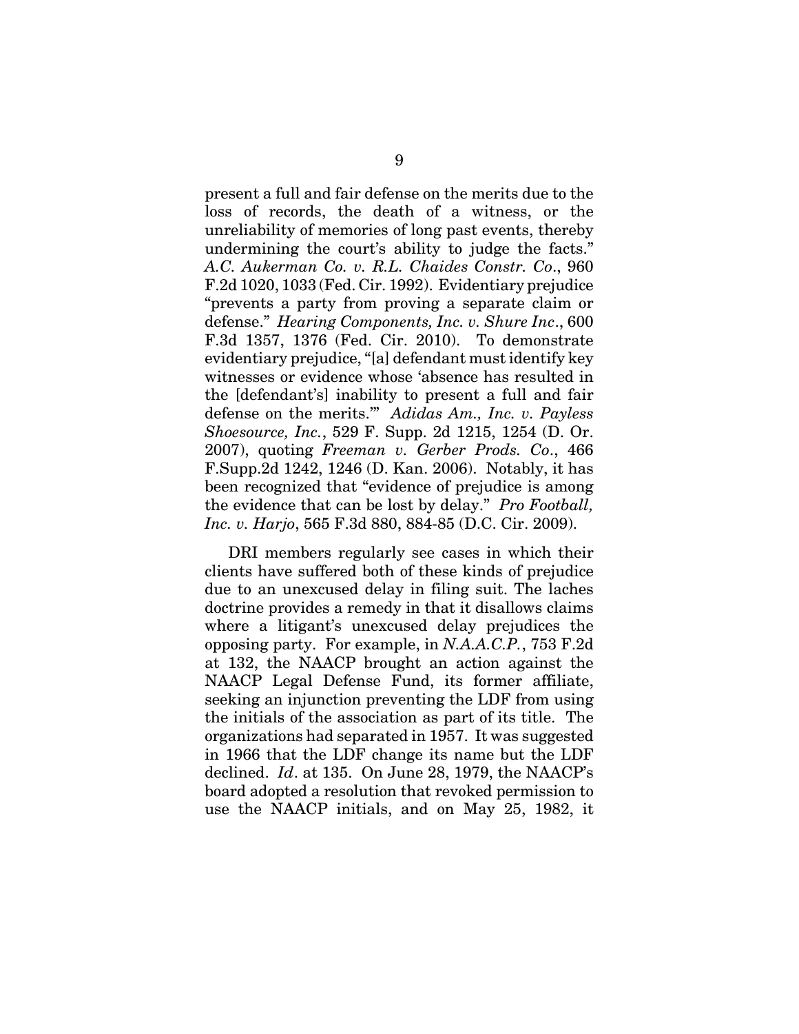present a full and fair defense on the merits due to the loss of records, the death of a witness, or the unreliability of memories of long past events, thereby undermining the court's ability to judge the facts." *A.C. Aukerman Co. v. R.L. Chaides Constr. Co*., 960 F.2d 1020, 1033 (Fed. Cir. 1992). Evidentiary prejudice "prevents a party from proving a separate claim or defense." *Hearing Components, Inc. v. Shure Inc*., 600 F.3d 1357, 1376 (Fed. Cir. 2010). To demonstrate evidentiary prejudice, "[a] defendant must identify key witnesses or evidence whose 'absence has resulted in the [defendant's] inability to present a full and fair defense on the merits.'" *Adidas Am., Inc. v. Payless Shoesource, Inc.*, 529 F. Supp. 2d 1215, 1254 (D. Or. 2007), quoting *Freeman v. Gerber Prods. Co*., 466 F.Supp.2d 1242, 1246 (D. Kan. 2006). Notably, it has been recognized that "evidence of prejudice is among the evidence that can be lost by delay." *Pro Football, Inc. v. Harjo*, 565 F.3d 880, 884-85 (D.C. Cir. 2009).

DRI members regularly see cases in which their clients have suffered both of these kinds of prejudice due to an unexcused delay in filing suit. The laches doctrine provides a remedy in that it disallows claims where a litigant's unexcused delay prejudices the opposing party. For example, in *N.A.A.C.P.*, 753 F.2d at 132, the NAACP brought an action against the NAACP Legal Defense Fund, its former affiliate, seeking an injunction preventing the LDF from using the initials of the association as part of its title. The organizations had separated in 1957. It was suggested in 1966 that the LDF change its name but the LDF declined. *Id*. at 135. On June 28, 1979, the NAACP's board adopted a resolution that revoked permission to use the NAACP initials, and on May 25, 1982, it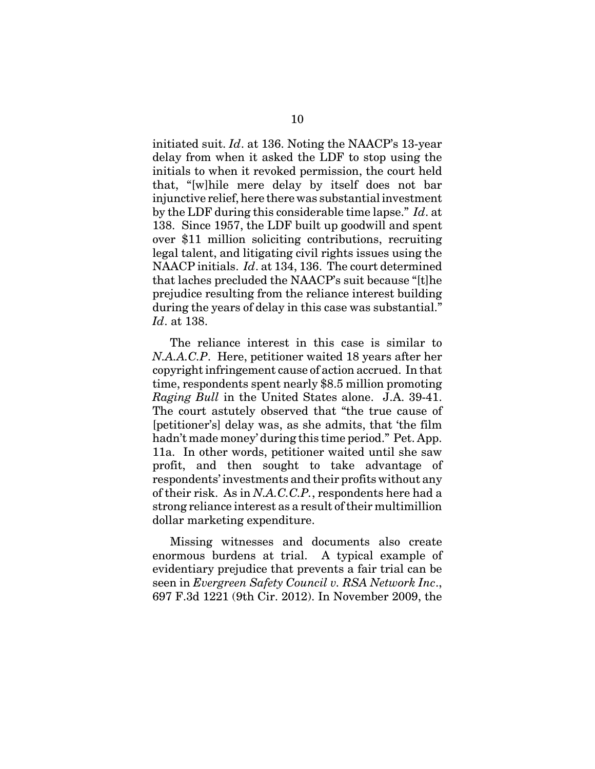initiated suit. *Id*. at 136. Noting the NAACP's 13-year delay from when it asked the LDF to stop using the initials to when it revoked permission, the court held that, "[w]hile mere delay by itself does not bar injunctive relief, here there was substantial investment by the LDF during this considerable time lapse." *Id*. at 138. Since 1957, the LDF built up goodwill and spent over $11 million soliciting contributions, recruiting legal talent, and litigating civil rights issues using the NAACP initials. *Id*. at 134, 136. The court determined that laches precluded the NAACP's suit because "[t]he prejudice resulting from the reliance interest building during the years of delay in this case was substantial." *Id*. at 138.

The reliance interest in this case is similar to *N.A.A.C.P*. Here, petitioner waited 18 years after her copyright infringement cause of action accrued. In that time, respondents spent nearly $8.5 million promoting *Raging Bull* in the United States alone. J.A. 39-41. The court astutely observed that "the true cause of [petitioner's] delay was, as she admits, that 'the film hadn't made money' during this time period." Pet. App. 11a. In other words, petitioner waited until she saw profit, and then sought to take advantage of respondents' investments and their profits without any of their risk. As in *N.A.C.C.P.*, respondents here had a strong reliance interest as a result of their multimillion dollar marketing expenditure.

Missing witnesses and documents also create enormous burdens at trial. A typical example of evidentiary prejudice that prevents a fair trial can be seen in *Evergreen Safety Council v. RSA Network Inc*., 697 F.3d 1221 (9th Cir. 2012). In November 2009, the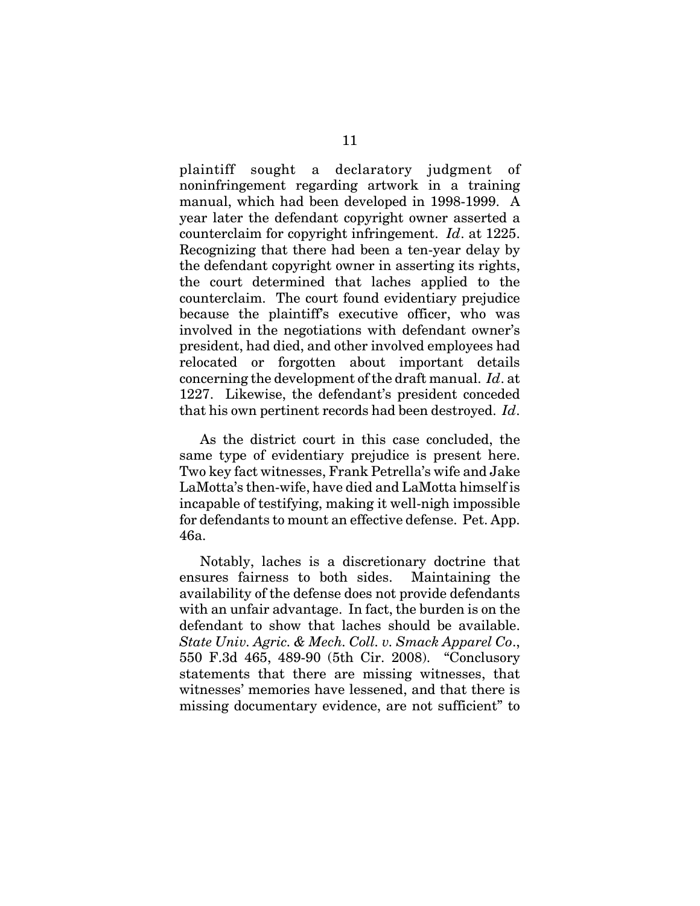plaintiff sought a declaratory judgment of noninfringement regarding artwork in a training manual, which had been developed in 1998-1999. A year later the defendant copyright owner asserted a counterclaim for copyright infringement. *Id*. at 1225. Recognizing that there had been a ten-year delay by the defendant copyright owner in asserting its rights, the court determined that laches applied to the counterclaim. The court found evidentiary prejudice because the plaintiff's executive officer, who was involved in the negotiations with defendant owner's president, had died, and other involved employees had relocated or forgotten about important details concerning the development of the draft manual. *Id*. at 1227. Likewise, the defendant's president conceded that his own pertinent records had been destroyed. *Id*.

As the district court in this case concluded, the same type of evidentiary prejudice is present here. Two key fact witnesses, Frank Petrella's wife and Jake LaMotta's then-wife, have died and LaMotta himself is incapable of testifying, making it well-nigh impossible for defendants to mount an effective defense. Pet. App. 46a.

Notably, laches is a discretionary doctrine that ensures fairness to both sides. Maintaining the availability of the defense does not provide defendants with an unfair advantage. In fact, the burden is on the defendant to show that laches should be available. *State Univ. Agric. & Mech. Coll. v. Smack Apparel Co*., 550 F.3d 465, 489-90 (5th Cir. 2008). "Conclusory statements that there are missing witnesses, that witnesses' memories have lessened, and that there is missing documentary evidence, are not sufficient" to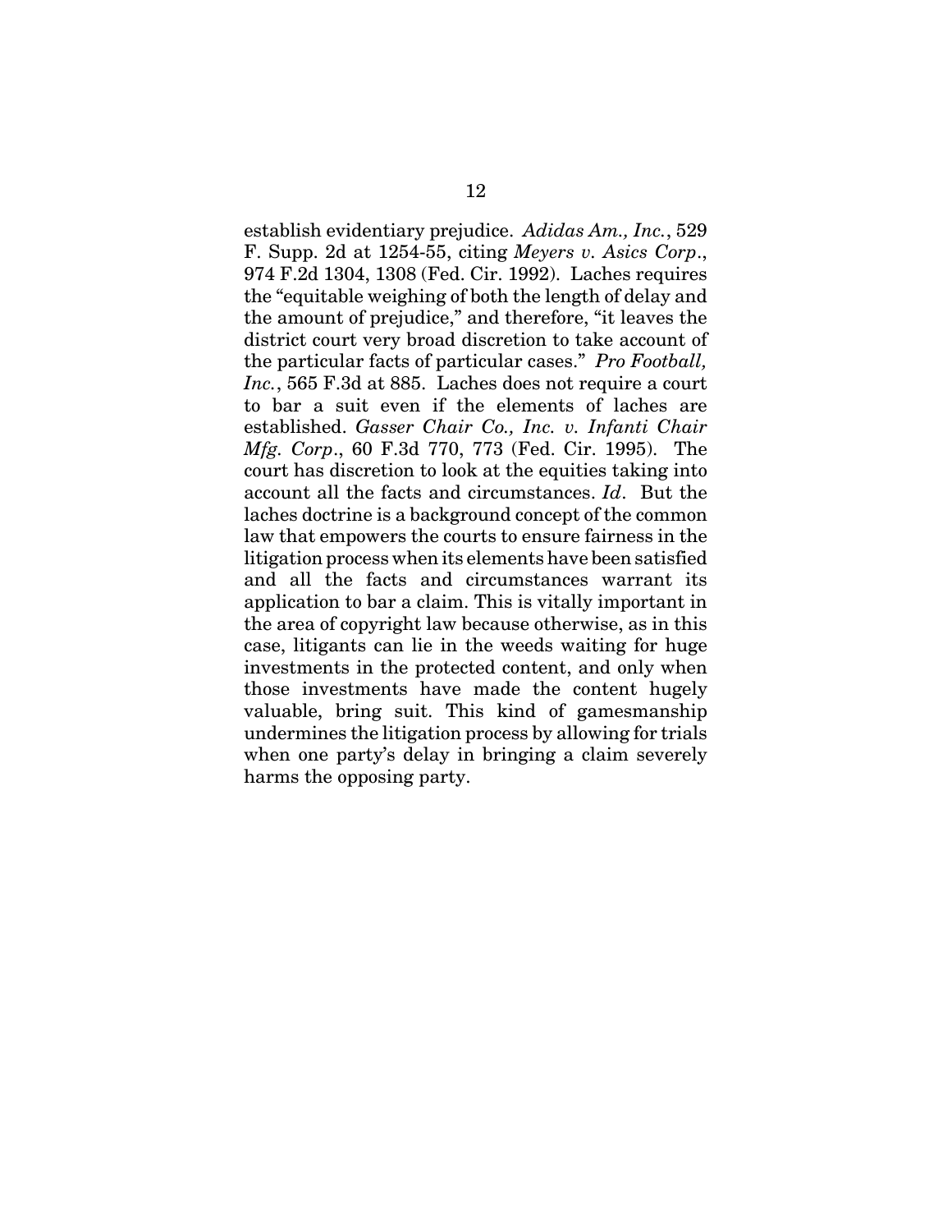establish evidentiary prejudice. *Adidas Am., Inc.*, 529 F. Supp. 2d at 1254-55, citing *Meyers v. Asics Corp*., 974 F.2d 1304, 1308 (Fed. Cir. 1992). Laches requires the "equitable weighing of both the length of delay and the amount of prejudice," and therefore, "it leaves the district court very broad discretion to take account of the particular facts of particular cases." *Pro Football, Inc.*, 565 F.3d at 885. Laches does not require a court to bar a suit even if the elements of laches are established. *Gasser Chair Co., Inc. v. Infanti Chair Mfg. Corp*., 60 F.3d 770, 773 (Fed. Cir. 1995). The court has discretion to look at the equities taking into account all the facts and circumstances. *Id*. But the laches doctrine is a background concept of the common law that empowers the courts to ensure fairness in the litigation process when its elements have been satisfied and all the facts and circumstances warrant its application to bar a claim. This is vitally important in the area of copyright law because otherwise, as in this case, litigants can lie in the weeds waiting for huge investments in the protected content, and only when those investments have made the content hugely valuable, bring suit. This kind of gamesmanship undermines the litigation process by allowing for trials when one party's delay in bringing a claim severely harms the opposing party.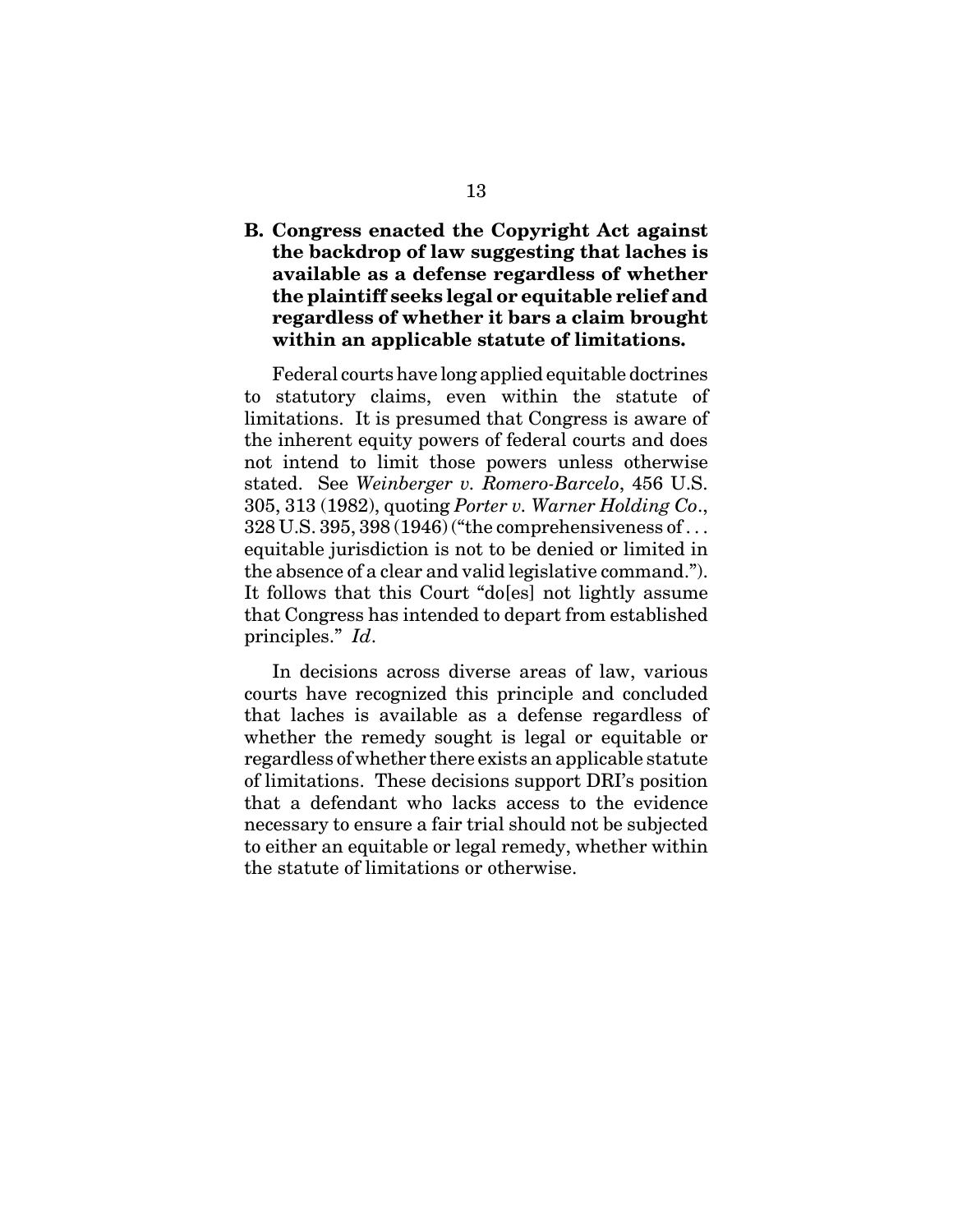## B. Congress enacted the Copyright Act against the backdrop of law suggesting that laches is available as a defense regardless of whether the plaintiff seeks legal or equitable relief and regardless of whether it bars a claim brought within an applicable statute of limitations.

Federal courts have long applied equitable doctrines to statutory claims, even within the statute of limitations. It is presumed that Congress is aware of the inherent equity powers of federal courts and does not intend to limit those powers unless otherwise stated. See *Weinberger v. Romero-Barcelo*, 456 U.S. 305, 313 (1982), quoting *Porter v. Warner Holding Co*., 328 U.S. 395, 398 (1946) ("the comprehensiveness of . . . equitable jurisdiction is not to be denied or limited in the absence of a clear and valid legislative command."). It follows that this Court "do[es] not lightly assume that Congress has intended to depart from established principles." *Id*.

In decisions across diverse areas of law, various courts have recognized this principle and concluded that laches is available as a defense regardless of whether the remedy sought is legal or equitable or regardless of whether there exists an applicable statute of limitations. These decisions support DRI's position that a defendant who lacks access to the evidence necessary to ensure a fair trial should not be subjected to either an equitable or legal remedy, whether within the statute of limitations or otherwise.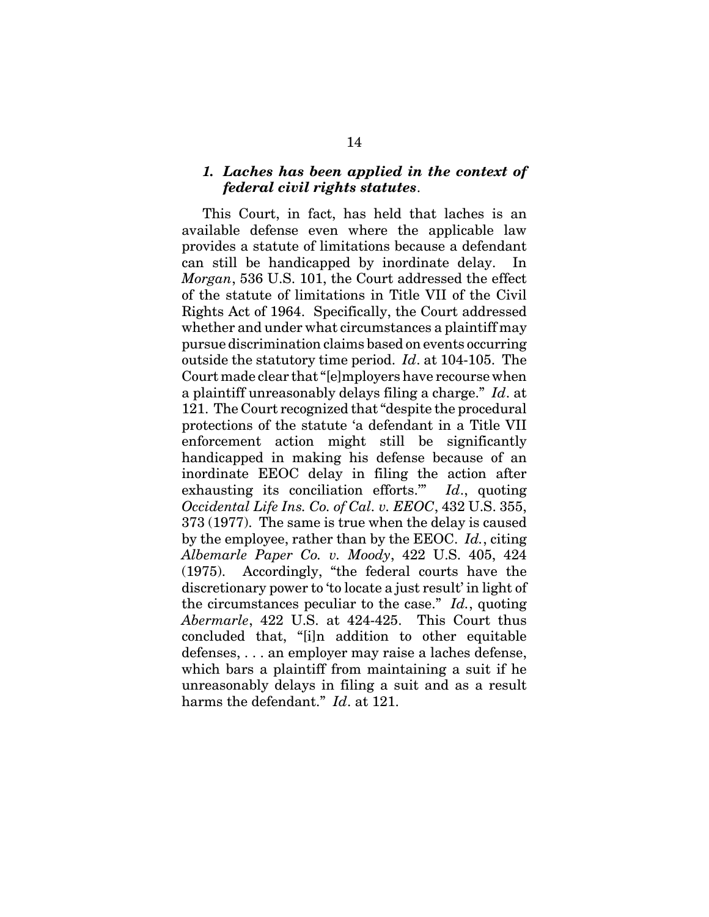### *1. Laches has been applied in the context of federal civil rights statutes*.

This Court, in fact, has held that laches is an available defense even where the applicable law provides a statute of limitations because a defendant can still be handicapped by inordinate delay. In *Morgan*, 536 U.S. 101, the Court addressed the effect of the statute of limitations in Title VII of the Civil Rights Act of 1964. Specifically, the Court addressed whether and under what circumstances a plaintiff may pursue discrimination claims based on events occurring outside the statutory time period. *Id*. at 104-105. The Court made clear that "[e]mployers have recourse when a plaintiff unreasonably delays filing a charge." *Id*. at 121. The Court recognized that "despite the procedural protections of the statute 'a defendant in a Title VII enforcement action might still be significantly handicapped in making his defense because of an inordinate EEOC delay in filing the action after exhausting its conciliation efforts.'" *Id*., quoting *Occidental Life Ins. Co. of Cal. v. EEOC*, 432 U.S. 355, 373 (1977). The same is true when the delay is caused by the employee, rather than by the EEOC. *Id.*, citing *Albemarle Paper Co. v. Moody*, 422 U.S. 405, 424 (1975). Accordingly, "the federal courts have the discretionary power to 'to locate a just result' in light of the circumstances peculiar to the case." *Id.*, quoting *Abermarle*, 422 U.S. at 424-425. This Court thus concluded that, "[i]n addition to other equitable defenses, . . . an employer may raise a laches defense, which bars a plaintiff from maintaining a suit if he unreasonably delays in filing a suit and as a result harms the defendant." *Id*. at 121.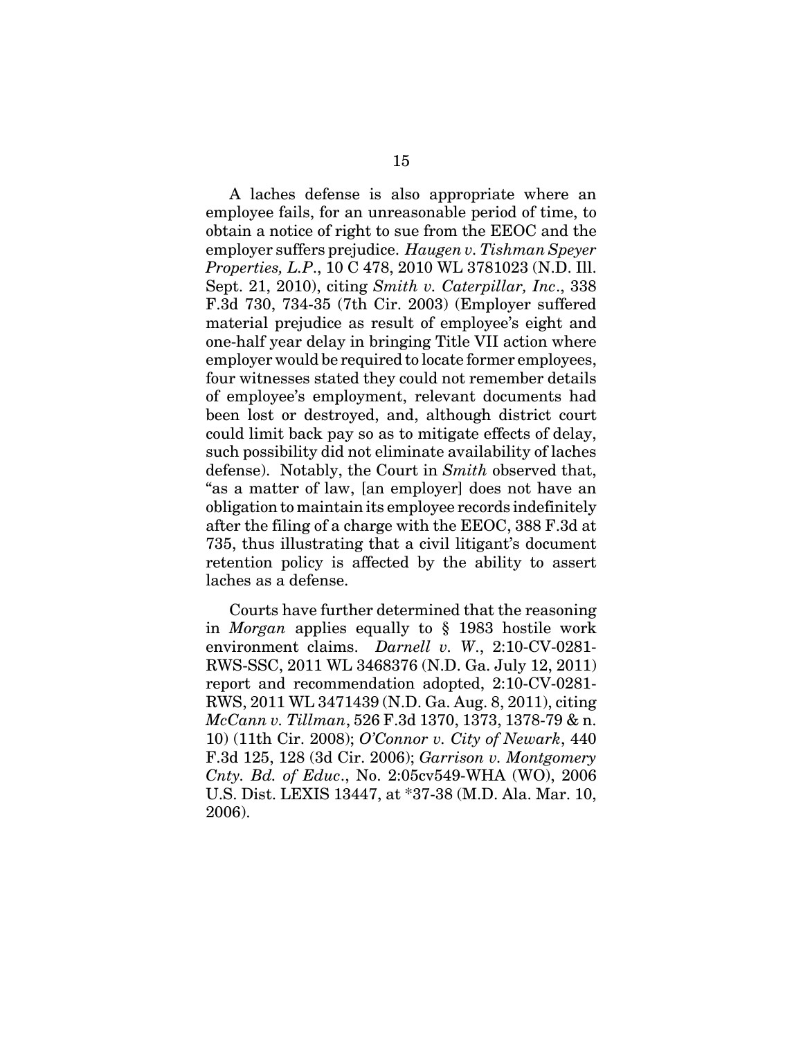A laches defense is also appropriate where an employee fails, for an unreasonable period of time, to obtain a notice of right to sue from the EEOC and the employer suffers prejudice. *Haugen v. Tishman Speyer Properties, L.P.*, 10 C 478, 2010 WL 3781023 (N.D. Ill. Sept. 21, 2010), citing *Smith v. Caterpillar, Inc*., 338 F.3d 730, 734-35 (7th Cir. 2003) (Employer suffered material prejudice as result of employee's eight and one-half year delay in bringing Title VII action where employer would be required to locate former employees, four witnesses stated they could not remember details of employee's employment, relevant documents had been lost or destroyed, and, although district court could limit back pay so as to mitigate effects of delay, such possibility did not eliminate availability of laches defense). Notably, the Court in *Smith* observed that, "as a matter of law, [an employer] does not have an obligation to maintain its employee records indefinitely after the filing of a charge with the EEOC, 388 F.3d at 735, thus illustrating that a civil litigant's document retention policy is affected by the ability to assert laches as a defense.

Courts have further determined that the reasoning in *Morgan* applies equally to § 1983 hostile work environment claims. *Darnell v. W*., 2:10-CV-0281-RWS-SSC, 2011 WL 3468376 (N.D. Ga. July 12, 2011) report and recommendation adopted, 2:10-CV-0281-RWS, 2011 WL 3471439 (N.D. Ga. Aug. 8, 2011), citing *McCann v. Tillman*, 526 F.3d 1370, 1373, 1378-79 & n. 10) (11th Cir. 2008); *O'Connor v. City of Newark*, 440 F.3d 125, 128 (3d Cir. 2006); *Garrison v. Montgomery Cnty. Bd. of Educ*., No. 2:05cv549-WHA (WO), 2006 U.S. Dist. LEXIS 13447, at *37-38 (M.D. Ala. Mar. 10, 2006).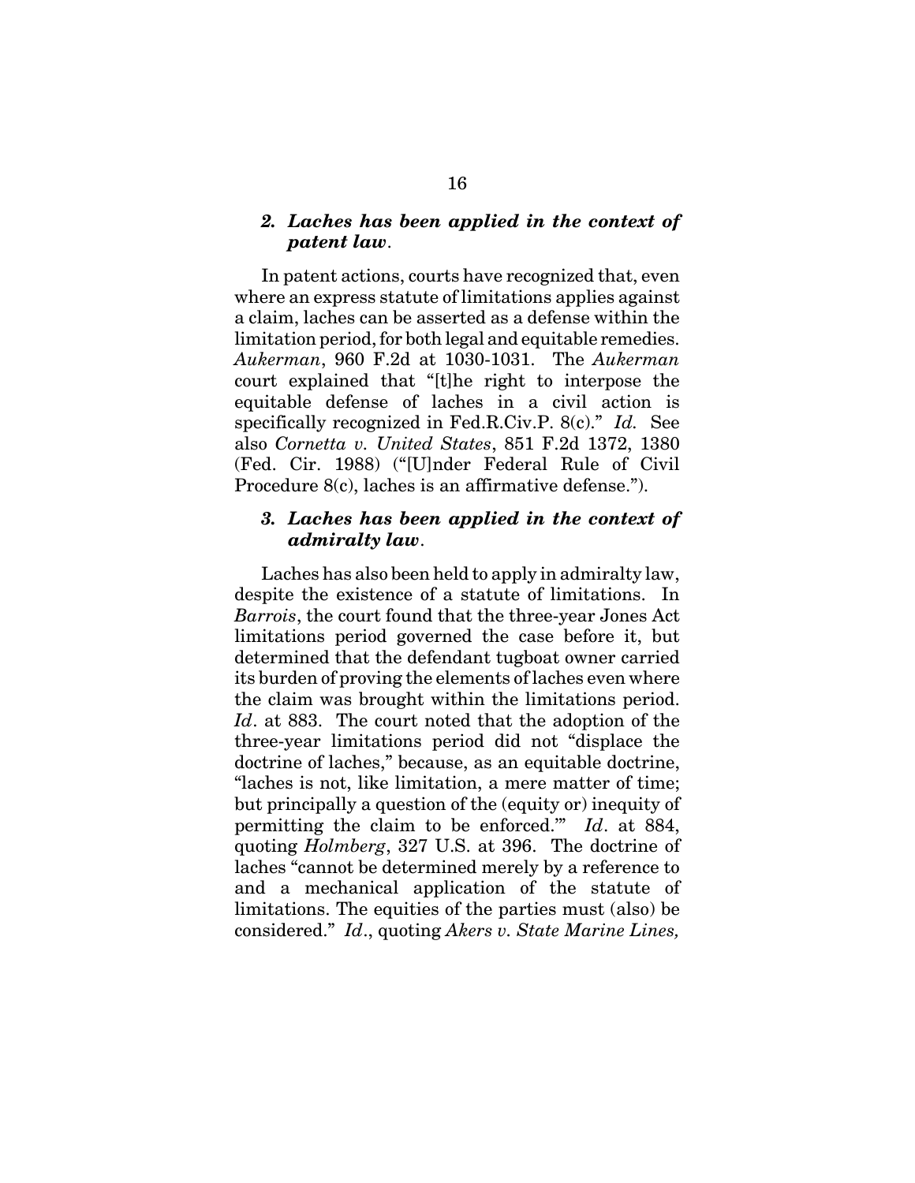### *2. Laches has been applied in the context of patent law*.

In patent actions, courts have recognized that, even where an express statute of limitations applies against a claim, laches can be asserted as a defense within the limitation period, for both legal and equitable remedies. *Aukerman*, 960 F.2d at 1030-1031. The *Aukerman* court explained that "[t]he right to interpose the equitable defense of laches in a civil action is specifically recognized in Fed.R.Civ.P. 8(c)." *Id.* See also *Cornetta v. United States*, 851 F.2d 1372, 1380 (Fed. Cir. 1988) ("[U]nder Federal Rule of Civil Procedure 8(c), laches is an affirmative defense.").

### *3. Laches has been applied in the context of admiralty law*.

Laches has also been held to apply in admiralty law, despite the existence of a statute of limitations. In *Barrois*, the court found that the three-year Jones Act limitations period governed the case before it, but determined that the defendant tugboat owner carried its burden of proving the elements of laches even where the claim was brought within the limitations period. *Id*. at 883. The court noted that the adoption of the three-year limitations period did not "displace the doctrine of laches," because, as an equitable doctrine, "laches is not, like limitation, a mere matter of time; but principally a question of the (equity or) inequity of permitting the claim to be enforced.'" *Id*. at 884, quoting *Holmberg*, 327 U.S. at 396. The doctrine of laches "cannot be determined merely by a reference to and a mechanical application of the statute of limitations. The equities of the parties must (also) be considered." *Id*., quoting *Akers v. State Marine Lines,*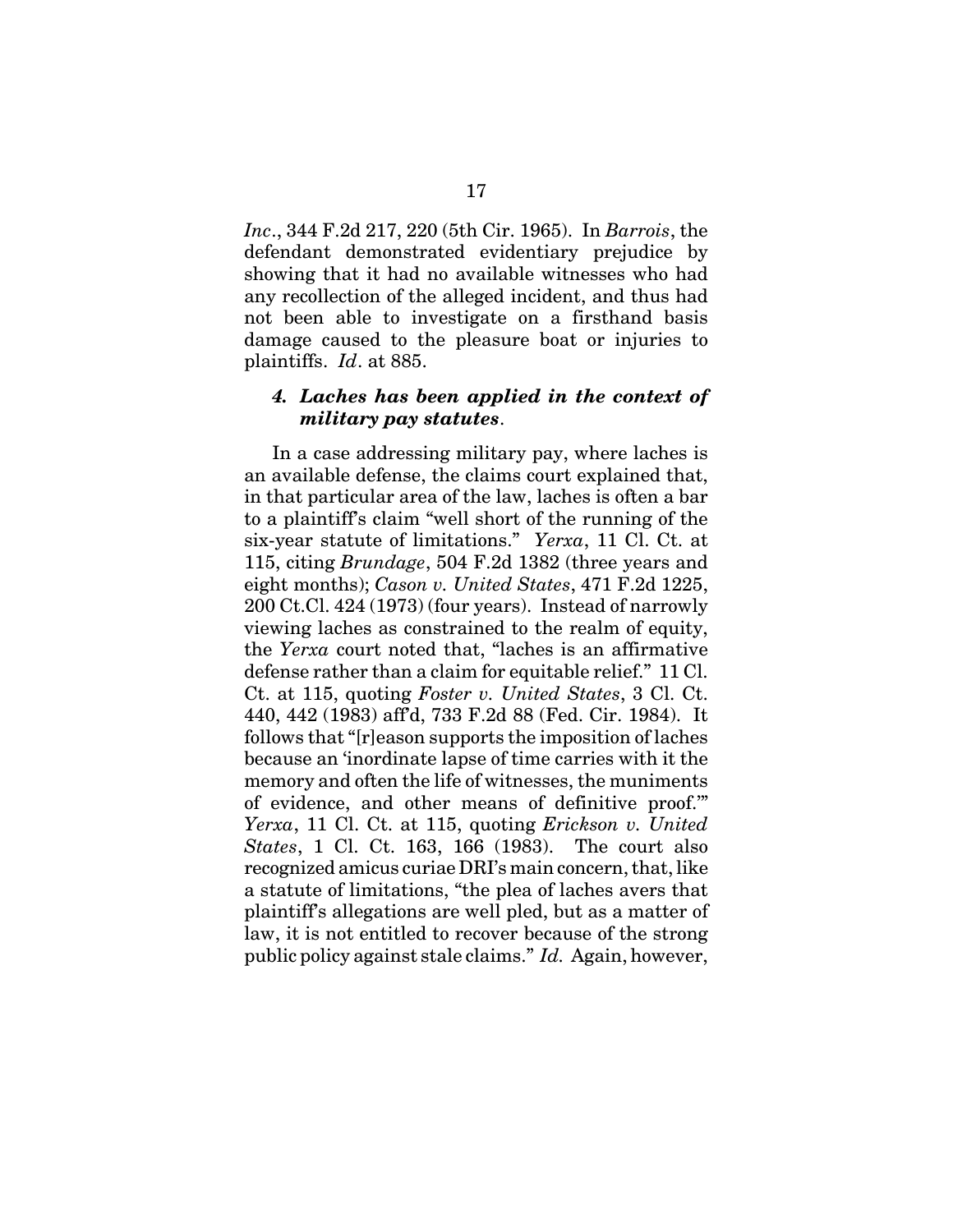*Inc*., 344 F.2d 217, 220 (5th Cir. 1965). In *Barrois*, the defendant demonstrated evidentiary prejudice by showing that it had no available witnesses who had any recollection of the alleged incident, and thus had not been able to investigate on a firsthand basis damage caused to the pleasure boat or injuries to plaintiffs. *Id*. at 885.

#### *4. Laches has been applied in the context of military pay statutes*.

In a case addressing military pay, where laches is an available defense, the claims court explained that, in that particular area of the law, laches is often a bar to a plaintiff's claim "well short of the running of the six-year statute of limitations." *Yerxa*, 11 Cl. Ct. at 115, citing *Brundage*, 504 F.2d 1382 (three years and eight months); *Cason v. United States*, 471 F.2d 1225, 200 Ct.Cl. 424 (1973) (four years). Instead of narrowly viewing laches as constrained to the realm of equity, the *Yerxa* court noted that, "laches is an affirmative defense rather than a claim for equitable relief." 11 Cl. Ct. at 115, quoting *Foster v. United States*, 3 Cl. Ct. 440, 442 (1983) aff'd, 733 F.2d 88 (Fed. Cir. 1984). It follows that "[r]eason supports the imposition of laches because an 'inordinate lapse of time carries with it the memory and often the life of witnesses, the muniments of evidence, and other means of definitive proof.'" *Yerxa*, 11 Cl. Ct. at 115, quoting *Erickson v. United States*, 1 Cl. Ct. 163, 166 (1983). The court also recognized amicus curiae DRI's main concern, that, like a statute of limitations, "the plea of laches avers that plaintiff's allegations are well pled, but as a matter of law, it is not entitled to recover because of the strong public policy against stale claims." *Id.* Again, however,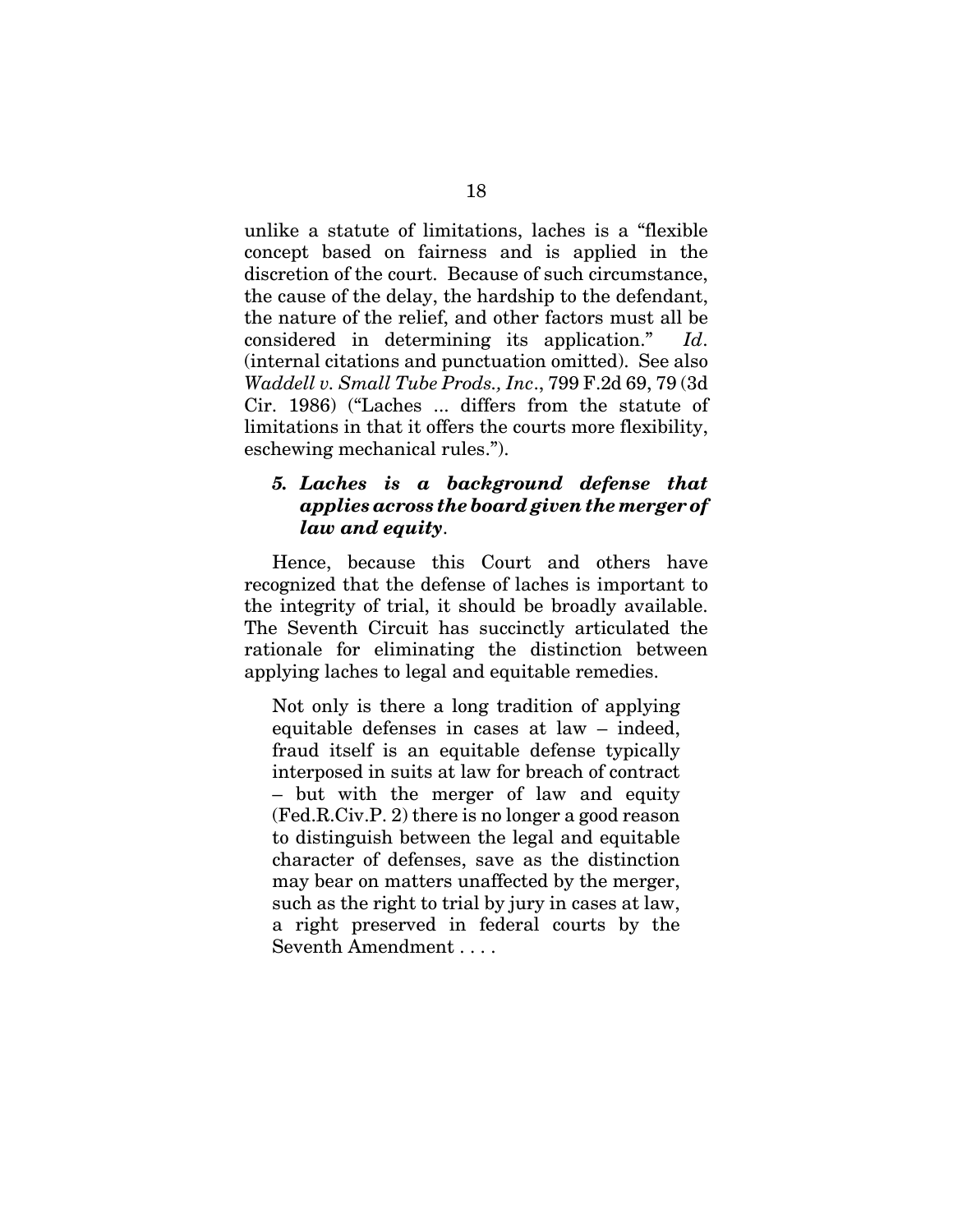unlike a statute of limitations, laches is a "flexible concept based on fairness and is applied in the discretion of the court. Because of such circumstance, the cause of the delay, the hardship to the defendant, the nature of the relief, and other factors must all be considered in determining its application." *Id*. (internal citations and punctuation omitted). See also *Waddell v. Small Tube Prods., Inc*., 799 F.2d 69, 79 (3d Cir. 1986) ("Laches ... differs from the statute of limitations in that it offers the courts more flexibility, eschewing mechanical rules.").

### *5. Laches is a background defense that applies across the board given the merger of law and equity*.

Hence, because this Court and others have recognized that the defense of laches is important to the integrity of trial, it should be broadly available. The Seventh Circuit has succinctly articulated the rationale for eliminating the distinction between applying laches to legal and equitable remedies.

> Not only is there a long tradition of applying equitable defenses in cases at law – indeed, fraud itself is an equitable defense typically interposed in suits at law for breach of contract – but with the merger of law and equity (Fed.R.Civ.P. 2) there is no longer a good reason to distinguish between the legal and equitable character of defenses, save as the distinction may bear on matters unaffected by the merger, such as the right to trial by jury in cases at law, a right preserved in federal courts by the Seventh Amendment . . . .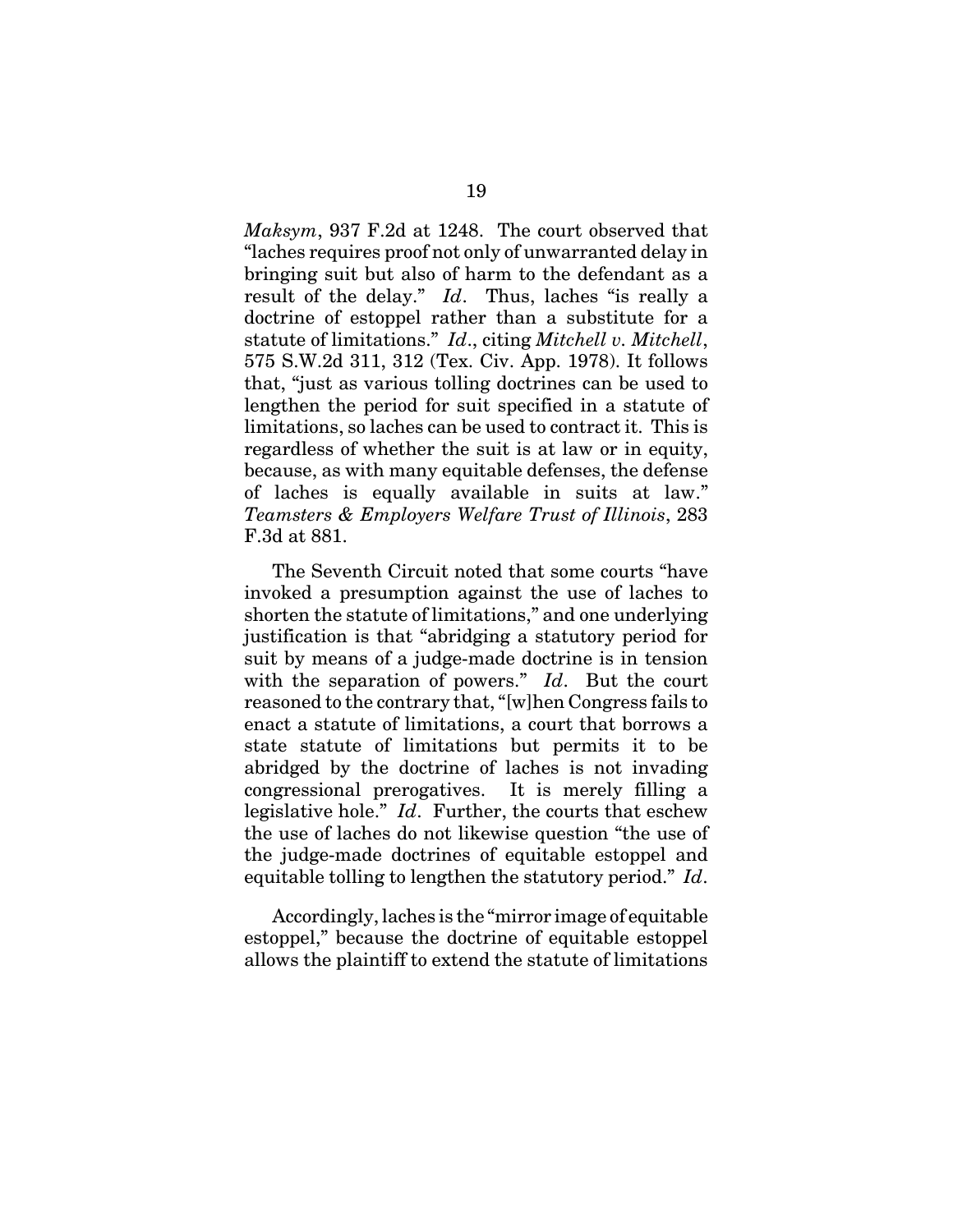*Maksym*, 937 F.2d at 1248. The court observed that "laches requires proof not only of unwarranted delay in bringing suit but also of harm to the defendant as a result of the delay." *Id*. Thus, laches "is really a doctrine of estoppel rather than a substitute for a statute of limitations." *Id*., citing *Mitchell v. Mitchell*, 575 S.W.2d 311, 312 (Tex. Civ. App. 1978). It follows that, "just as various tolling doctrines can be used to lengthen the period for suit specified in a statute of limitations, so laches can be used to contract it. This is regardless of whether the suit is at law or in equity, because, as with many equitable defenses, the defense of laches is equally available in suits at law." *Teamsters & Employers Welfare Trust of Illinois*, 283 F.3d at 881.

The Seventh Circuit noted that some courts "have invoked a presumption against the use of laches to shorten the statute of limitations," and one underlying justification is that "abridging a statutory period for suit by means of a judge-made doctrine is in tension with the separation of powers." *Id*. But the court reasoned to the contrary that, "[w]hen Congress fails to enact a statute of limitations, a court that borrows a state statute of limitations but permits it to be abridged by the doctrine of laches is not invading congressional prerogatives. It is merely filling a legislative hole." *Id*. Further, the courts that eschew the use of laches do not likewise question "the use of the judge-made doctrines of equitable estoppel and equitable tolling to lengthen the statutory period." *Id*.

Accordingly, laches is the "mirror image of equitable estoppel," because the doctrine of equitable estoppel allows the plaintiff to extend the statute of limitations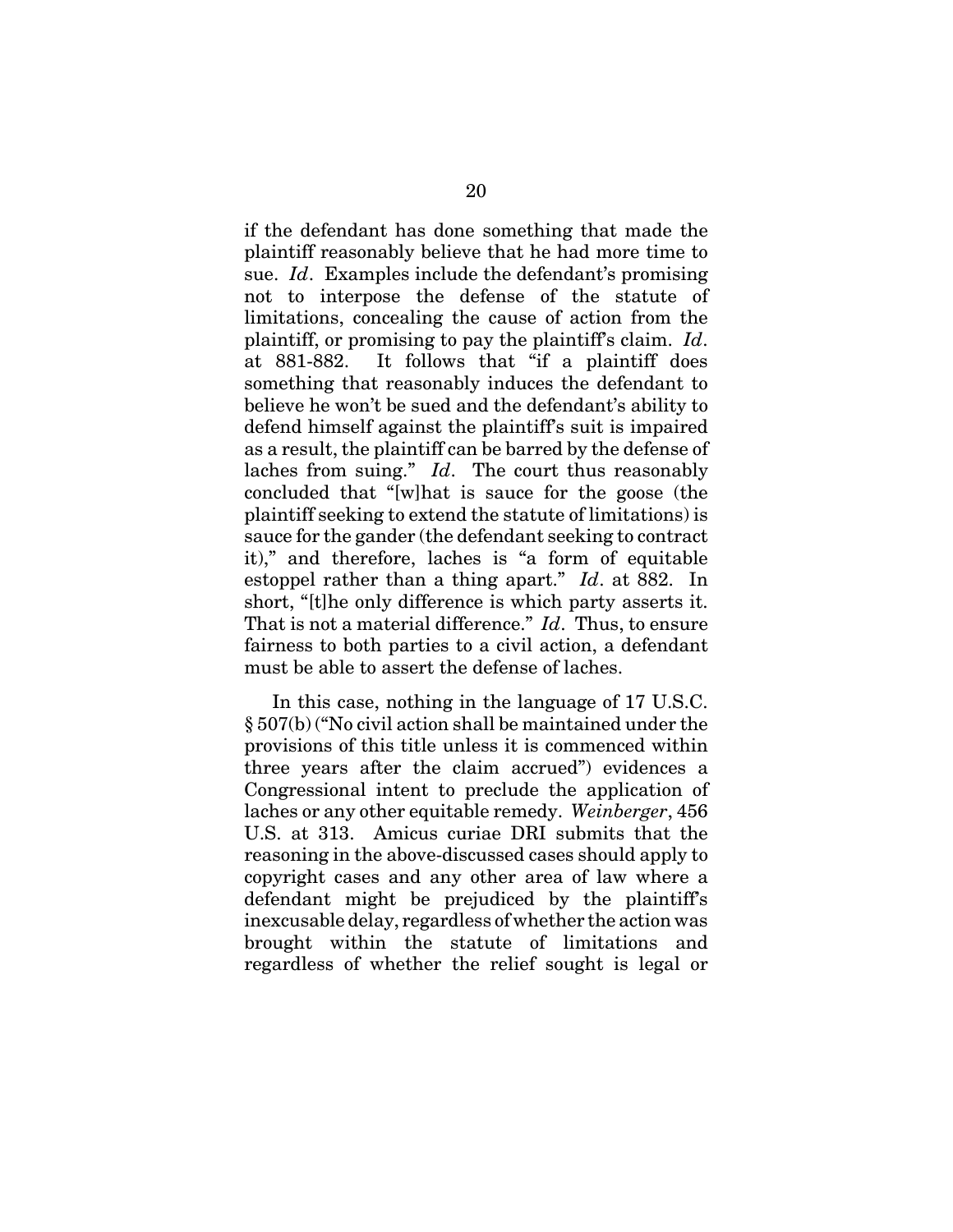if the defendant has done something that made the plaintiff reasonably believe that he had more time to sue. *Id*. Examples include the defendant's promising not to interpose the defense of the statute of limitations, concealing the cause of action from the plaintiff, or promising to pay the plaintiff's claim. *Id*. at 881-882. It follows that "if a plaintiff does something that reasonably induces the defendant to believe he won't be sued and the defendant's ability to defend himself against the plaintiff's suit is impaired as a result, the plaintiff can be barred by the defense of laches from suing." *Id*. The court thus reasonably concluded that "[w]hat is sauce for the goose (the plaintiff seeking to extend the statute of limitations) is sauce for the gander (the defendant seeking to contract it)," and therefore, laches is "a form of equitable estoppel rather than a thing apart." *Id*. at 882. In short, "[t]he only difference is which party asserts it. That is not a material difference." *Id*. Thus, to ensure fairness to both parties to a civil action, a defendant must be able to assert the defense of laches.

In this case, nothing in the language of 17 U.S.C. § 507(b) ("No civil action shall be maintained under the provisions of this title unless it is commenced within three years after the claim accrued") evidences a Congressional intent to preclude the application of laches or any other equitable remedy. *Weinberger*, 456 U.S. at 313. Amicus curiae DRI submits that the reasoning in the above-discussed cases should apply to copyright cases and any other area of law where a defendant might be prejudiced by the plaintiff's inexcusable delay, regardless of whether the action was brought within the statute of limitations and regardless of whether the relief sought is legal or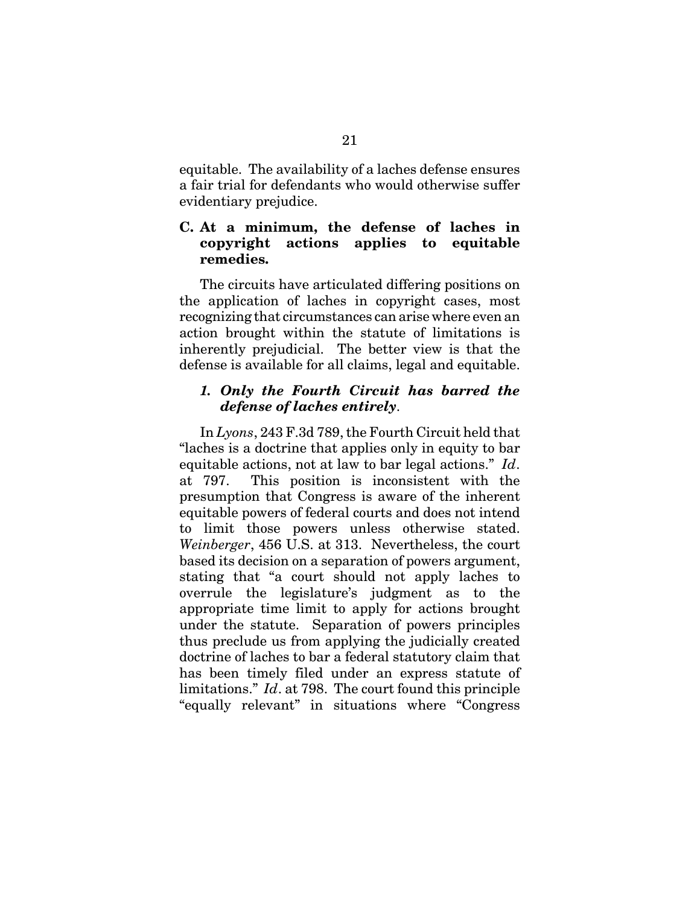equitable. The availability of a laches defense ensures a fair trial for defendants who would otherwise suffer evidentiary prejudice.

### C. At a minimum, the defense of laches in copyright actions applies to equitable remedies.

The circuits have articulated differing positions on the application of laches in copyright cases, most recognizing that circumstances can arise where even an action brought within the statute of limitations is inherently prejudicial. The better view is that the defense is available for all claims, legal and equitable.

#### *1. Only the Fourth Circuit has barred the defense of laches entirely*.

In *Lyons*, 243 F.3d 789, the Fourth Circuit held that "laches is a doctrine that applies only in equity to bar equitable actions, not at law to bar legal actions." *Id*. at 797. This position is inconsistent with the presumption that Congress is aware of the inherent equitable powers of federal courts and does not intend to limit those powers unless otherwise stated. *Weinberger*, 456 U.S. at 313. Nevertheless, the court based its decision on a separation of powers argument, stating that "a court should not apply laches to overrule the legislature's judgment as to the appropriate time limit to apply for actions brought under the statute. Separation of powers principles thus preclude us from applying the judicially created doctrine of laches to bar a federal statutory claim that has been timely filed under an express statute of limitations." *Id*. at 798. The court found this principle "equally relevant" in situations where "Congress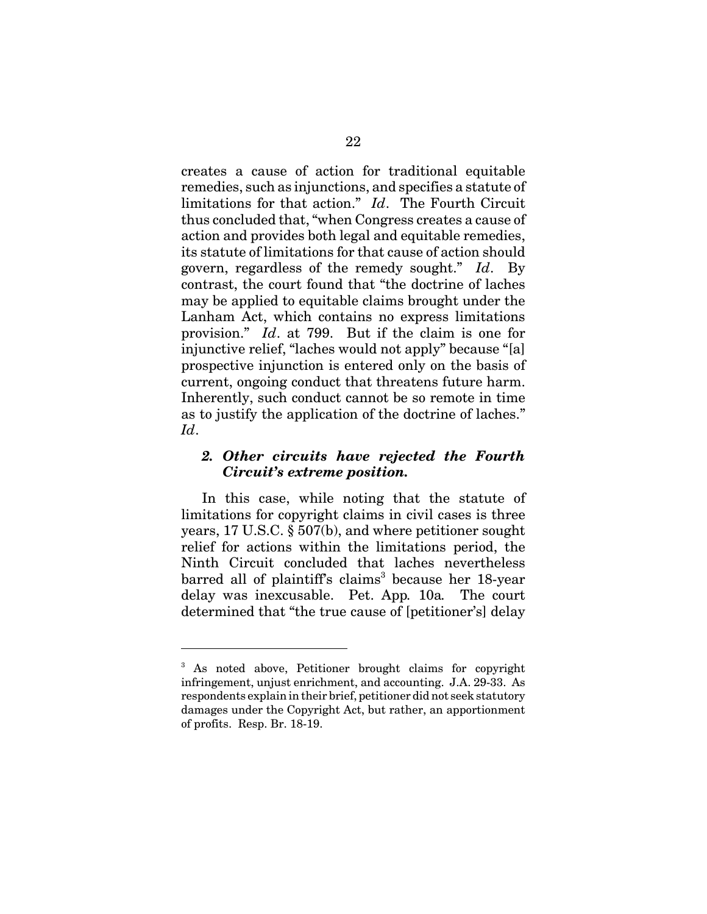creates a cause of action for traditional equitable remedies, such as injunctions, and specifies a statute of limitations for that action." *Id*. The Fourth Circuit thus concluded that, "when Congress creates a cause of action and provides both legal and equitable remedies, its statute of limitations for that cause of action should govern, regardless of the remedy sought." *Id*. By contrast, the court found that "the doctrine of laches may be applied to equitable claims brought under the Lanham Act, which contains no express limitations provision." *Id*. at 799. But if the claim is one for injunctive relief, "laches would not apply" because "[a] prospective injunction is entered only on the basis of current, ongoing conduct that threatens future harm. Inherently, such conduct cannot be so remote in time as to justify the application of the doctrine of laches." *Id*.

### *2. Other circuits have rejected the Fourth Circuit's extreme position.*

In this case, while noting that the statute of limitations for copyright claims in civil cases is three years, 17 U.S.C. § 507(b), and where petitioner sought relief for actions within the limitations period, the Ninth Circuit concluded that laches nevertheless barred all of plaintiff's claims[3] because her 18-year delay was inexcusable. Pet. App. 10a. The court determined that "the true cause of [petitioner's] delay

---

[3] As noted above, Petitioner brought claims for copyright infringement, unjust enrichment, and accounting. J.A. 29-33. As respondents explain in their brief, petitioner did not seek statutory damages under the Copyright Act, but rather, an apportionment of profits. Resp. Br. 18-19.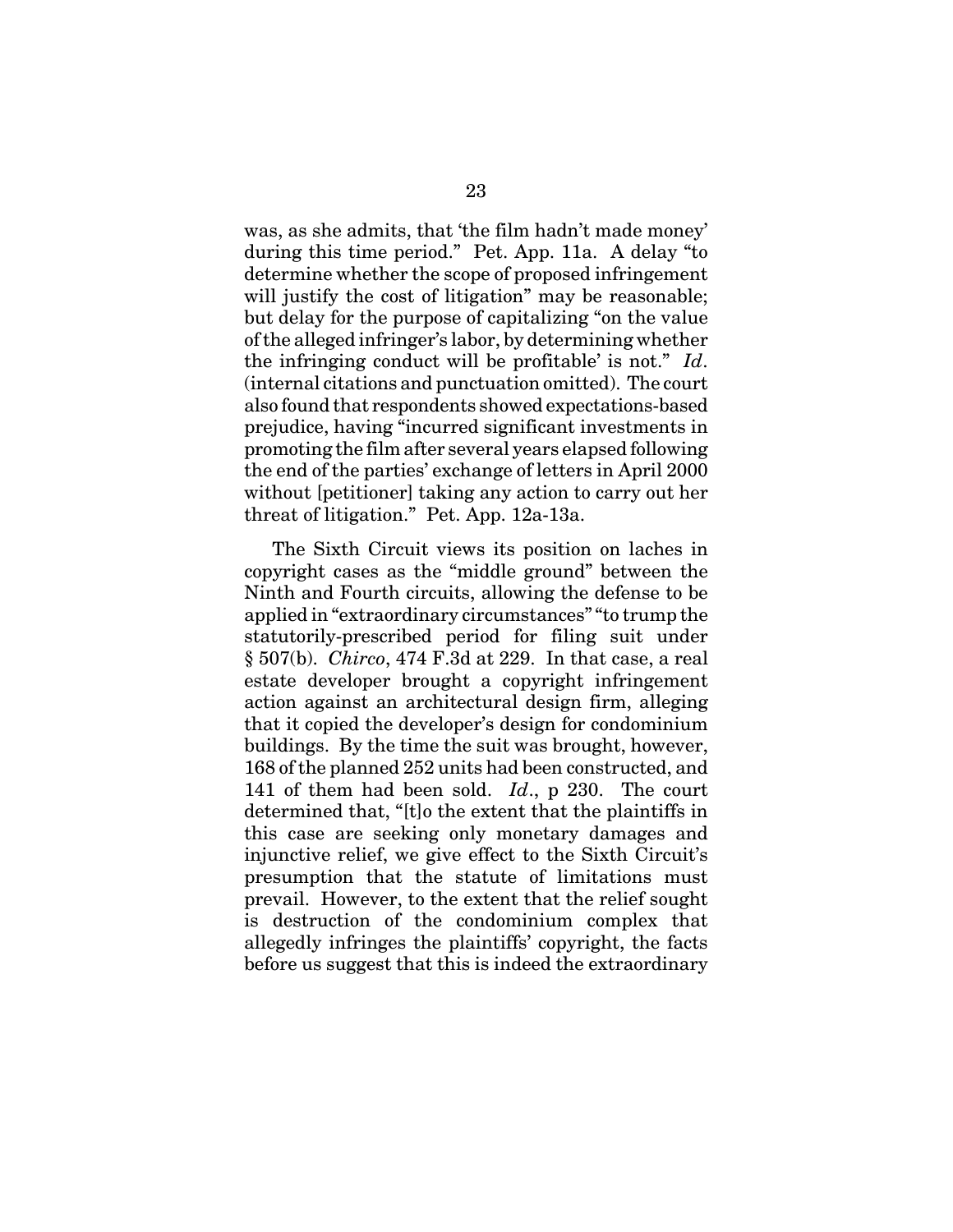was, as she admits, that 'the film hadn't made money' during this time period." Pet. App. 11a. A delay "to determine whether the scope of proposed infringement will justify the cost of litigation" may be reasonable; but delay for the purpose of capitalizing "on the value of the alleged infringer's labor, by determining whether the infringing conduct will be profitable' is not." *Id*. (internal citations and punctuation omitted). The court also found that respondents showed expectations-based prejudice, having "incurred significant investments in promoting the film after several years elapsed following the end of the parties' exchange of letters in April 2000 without [petitioner] taking any action to carry out her threat of litigation." Pet. App. 12a-13a.

The Sixth Circuit views its position on laches in copyright cases as the "middle ground" between the Ninth and Fourth circuits, allowing the defense to be applied in "extraordinary circumstances" "to trump the statutorily-prescribed period for filing suit under § 507(b). *Chirco*, 474 F.3d at 229. In that case, a real estate developer brought a copyright infringement action against an architectural design firm, alleging that it copied the developer's design for condominium buildings. By the time the suit was brought, however, 168 of the planned 252 units had been constructed, and 141 of them had been sold. *Id*., p 230. The court determined that, "[t]o the extent that the plaintiffs in this case are seeking only monetary damages and injunctive relief, we give effect to the Sixth Circuit's presumption that the statute of limitations must prevail. However, to the extent that the relief sought is destruction of the condominium complex that allegedly infringes the plaintiffs' copyright, the facts before us suggest that this is indeed the extraordinary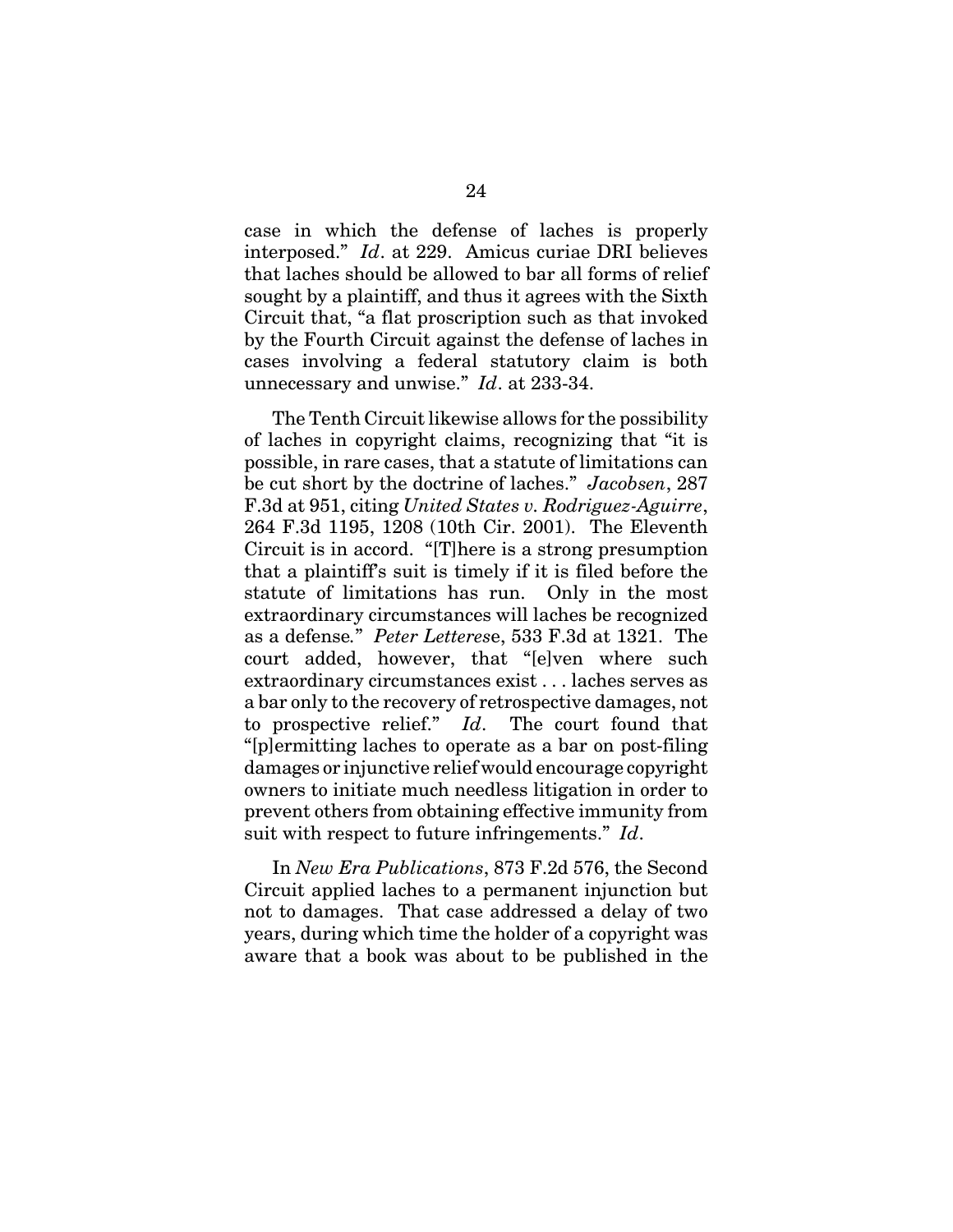case in which the defense of laches is properly interposed." *Id*. at 229. Amicus curiae DRI believes that laches should be allowed to bar all forms of relief sought by a plaintiff, and thus it agrees with the Sixth Circuit that, "a flat proscription such as that invoked by the Fourth Circuit against the defense of laches in cases involving a federal statutory claim is both unnecessary and unwise." *Id*. at 233-34.

The Tenth Circuit likewise allows for the possibility of laches in copyright claims, recognizing that "it is possible, in rare cases, that a statute of limitations can be cut short by the doctrine of laches." *Jacobsen*, 287 F.3d at 951, citing *United States v. Rodriguez-Aguirre*, 264 F.3d 1195, 1208 (10th Cir. 2001). The Eleventh Circuit is in accord. "[T]here is a strong presumption that a plaintiff's suit is timely if it is filed before the statute of limitations has run. Only in the most extraordinary circumstances will laches be recognized as a defense." *Peter Letterese*, 533 F.3d at 1321. The court added, however, that "[e]ven where such extraordinary circumstances exist . . . laches serves as a bar only to the recovery of retrospective damages, not to prospective relief." *Id*. The court found that "[p]ermitting laches to operate as a bar on post-filing damages or injunctive relief would encourage copyright owners to initiate much needless litigation in order to prevent others from obtaining effective immunity from suit with respect to future infringements." *Id*.

In *New Era Publications*, 873 F.2d 576, the Second Circuit applied laches to a permanent injunction but not to damages. That case addressed a delay of two years, during which time the holder of a copyright was aware that a book was about to be published in the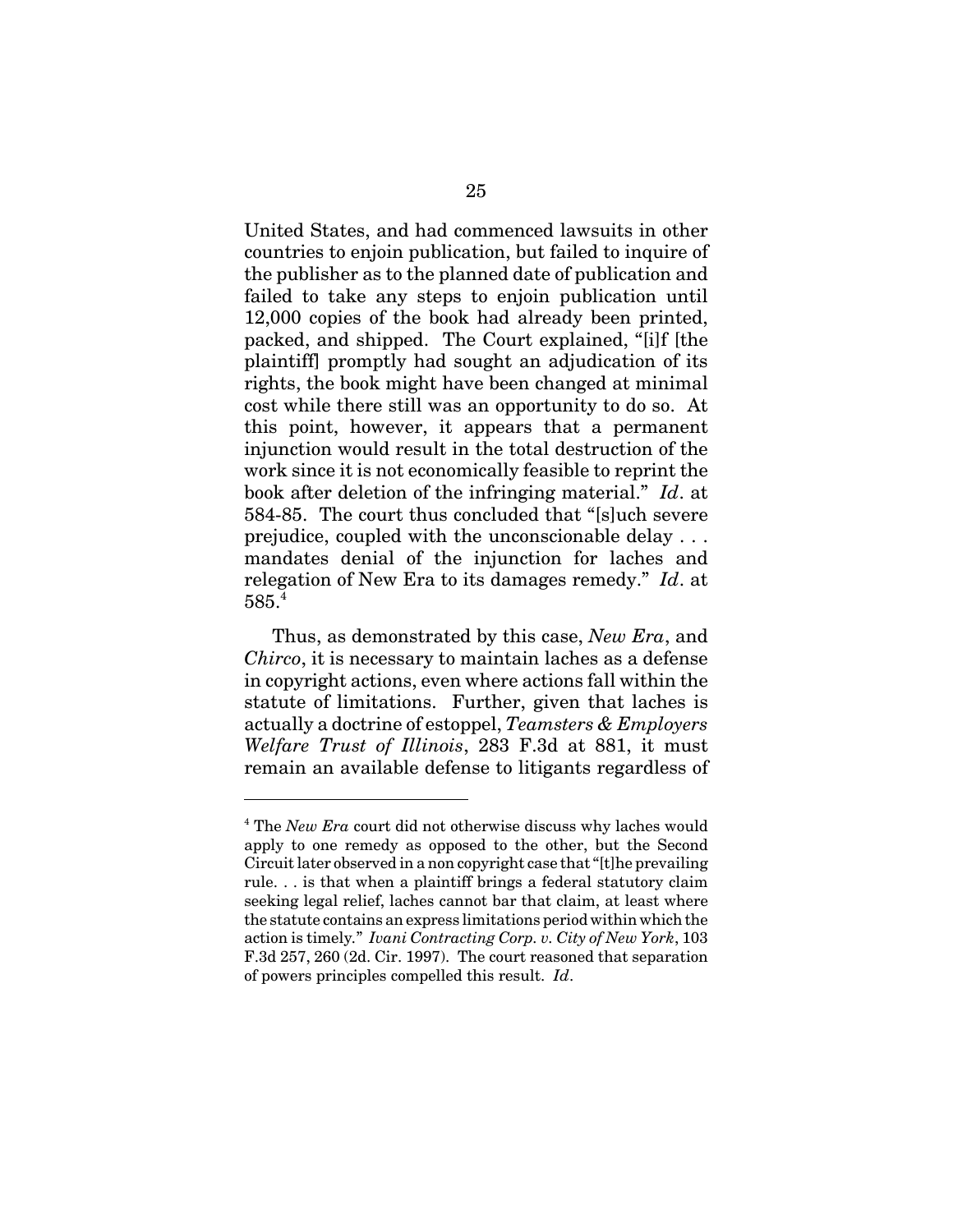United States, and had commenced lawsuits in other countries to enjoin publication, but failed to inquire of the publisher as to the planned date of publication and failed to take any steps to enjoin publication until 12,000 copies of the book had already been printed, packed, and shipped. The Court explained, "[i]f [the plaintiff] promptly had sought an adjudication of its rights, the book might have been changed at minimal cost while there still was an opportunity to do so. At this point, however, it appears that a permanent injunction would result in the total destruction of the work since it is not economically feasible to reprint the book after deletion of the infringing material." *Id*. at 584-85. The court thus concluded that "[s]uch severe prejudice, coupled with the unconscionable delay . . . mandates denial of the injunction for laches and relegation of New Era to its damages remedy." *Id*. at 585.[4]

Thus, as demonstrated by this case, *New Era*, and *Chirco*, it is necessary to maintain laches as a defense in copyright actions, even where actions fall within the statute of limitations. Further, given that laches is actually a doctrine of estoppel, *Teamsters & Employers Welfare Trust of Illinois*, 283 F.3d at 881, it must remain an available defense to litigants regardless of

---

[4] The *New Era* court did not otherwise discuss why laches would apply to one remedy as opposed to the other, but the Second Circuit later observed in a non copyright case that "[t]he prevailing rule. . . is that when a plaintiff brings a federal statutory claim seeking legal relief, laches cannot bar that claim, at least where the statute contains an express limitations period within which the action is timely." *Ivani Contracting Corp. v. City of New York*, 103 F.3d 257, 260 (2d. Cir. 1997). The court reasoned that separation of powers principles compelled this result. *Id*.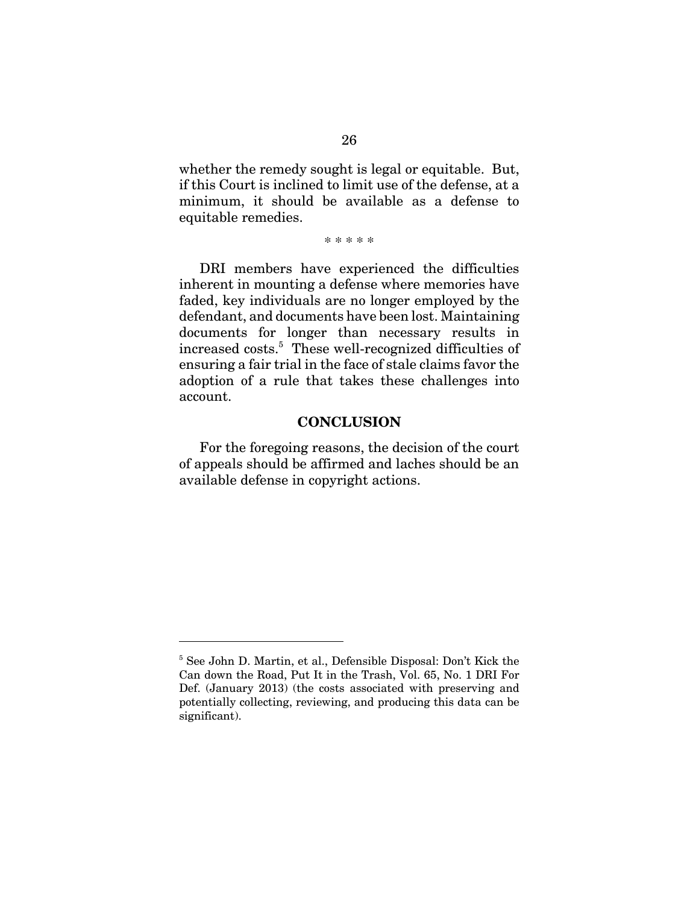whether the remedy sought is legal or equitable. But, if this Court is inclined to limit use of the defense, at a minimum, it should be available as a defense to equitable remedies.

\* \* \* \* \*

DRI members have experienced the difficulties inherent in mounting a defense where memories have faded, key individuals are no longer employed by the defendant, and documents have been lost. Maintaining documents for longer than necessary results in increased costs.[5] These well-recognized difficulties of ensuring a fair trial in the face of stale claims favor the adoption of a rule that takes these challenges into account.

## CONCLUSION

For the foregoing reasons, the decision of the court of appeals should be affirmed and laches should be an available defense in copyright actions.

---

[5] See John D. Martin, et al., Defensible Disposal: Don't Kick the Can down the Road, Put It in the Trash, Vol. 65, No. 1 DRI For Def. (January 2013) (the costs associated with preserving and potentially collecting, reviewing, and producing this data can be significant).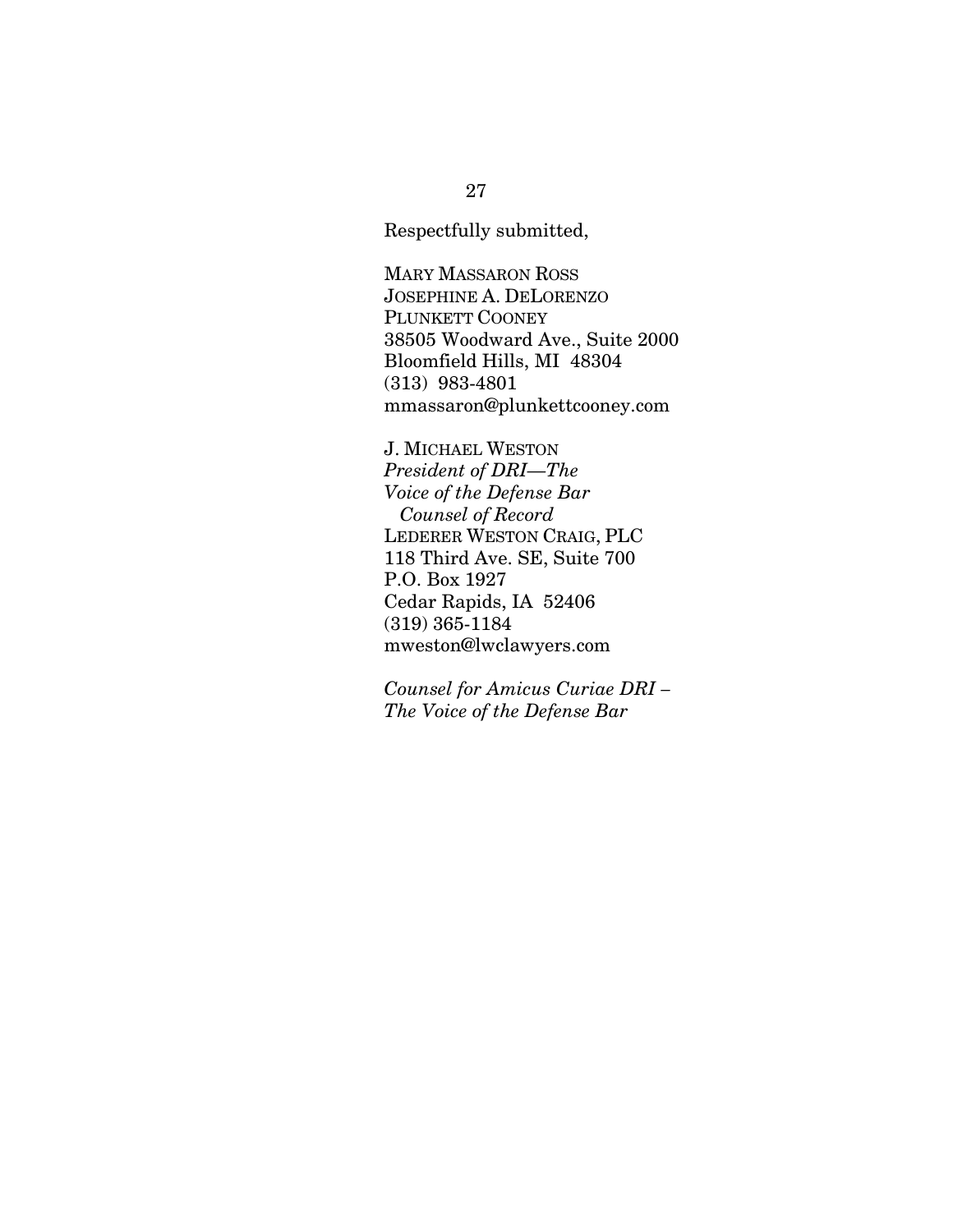Respectfully submitted,

MARY MASSARON ROSS
JOSEPHINE A. DELORENZO
PLUNKETT COONEY
38505 Woodward Ave., Suite 2000
Bloomfield Hills, MI 48304
(313) 983-4801
mmassaron@plunkettcooney.com

J. MICHAEL WESTON
*President of DRI—The Voice of the Defense Bar*
*Counsel of Record*
LEDERER WESTON CRAIG, PLC
118 Third Ave. SE, Suite 700
P.O. Box 1927
Cedar Rapids, IA 52406
(319) 365-1184
mweston@lwclawyers.com

*Counsel for Amicus Curiae DRI – The Voice of the Defense Bar*